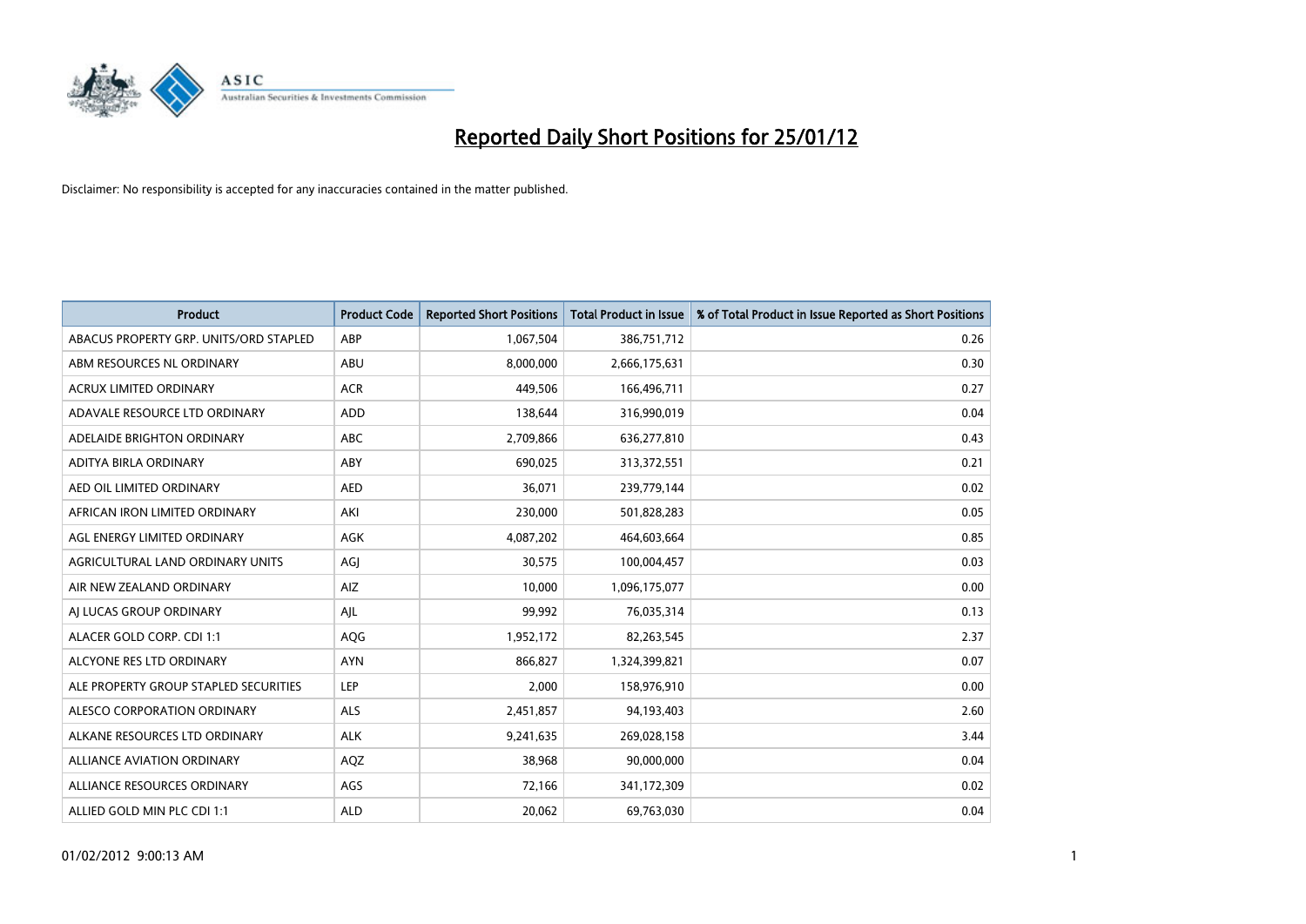# Reported Daily Short Positions for 25/01/12

Disclaimer: No responsibility is accepted for any inaccuracies contained in the matter published.

| Product | Product Code | Reported Short Positions | Total Product in Issue | % of Total Product in Issue Reported as Short Positions |
|---|---|---|---|---|
| ABACUS PROPERTY GRP. UNITS/ORD STAPLED | ABP | 1,067,504 | 386,751,712 | 0.26 |
| ABM RESOURCES NL ORDINARY | ABU | 8,000,000 | 2,666,175,631 | 0.30 |
| ACRUX LIMITED ORDINARY | ACR | 449,506 | 166,496,711 | 0.27 |
| ADAVALE RESOURCE LTD ORDINARY | ADD | 138,644 | 316,990,019 | 0.04 |
| ADELAIDE BRIGHTON ORDINARY | ABC | 2,709,866 | 636,277,810 | 0.43 |
| ADITYA BIRLA ORDINARY | ABY | 690,025 | 313,372,551 | 0.21 |
| AED OIL LIMITED ORDINARY | AED | 36,071 | 239,779,144 | 0.02 |
| AFRICAN IRON LIMITED ORDINARY | AKI | 230,000 | 501,828,283 | 0.05 |
| AGL ENERGY LIMITED ORDINARY | AGK | 4,087,202 | 464,603,664 | 0.85 |
| AGRICULTURAL LAND ORDINARY UNITS | AGJ | 30,575 | 100,004,457 | 0.03 |
| AIR NEW ZEALAND ORDINARY | AIZ | 10,000 | 1,096,175,077 | 0.00 |
| AJ LUCAS GROUP ORDINARY | AJL | 99,992 | 76,035,314 | 0.13 |
| ALACER GOLD CORP. CDI 1:1 | AQG | 1,952,172 | 82,263,545 | 2.37 |
| ALCYONE RES LTD ORDINARY | AYN | 866,827 | 1,324,399,821 | 0.07 |
| ALE PROPERTY GROUP STAPLED SECURITIES | LEP | 2,000 | 158,976,910 | 0.00 |
| ALESCO CORPORATION ORDINARY | ALS | 2,451,857 | 94,193,403 | 2.60 |
| ALKANE RESOURCES LTD ORDINARY | ALK | 9,241,635 | 269,028,158 | 3.44 |
| ALLIANCE AVIATION ORDINARY | AQZ | 38,968 | 90,000,000 | 0.04 |
| ALLIANCE RESOURCES ORDINARY | AGS | 72,166 | 341,172,309 | 0.02 |
| ALLIED GOLD MIN PLC CDI 1:1 | ALD | 20,062 | 69,763,030 | 0.04 |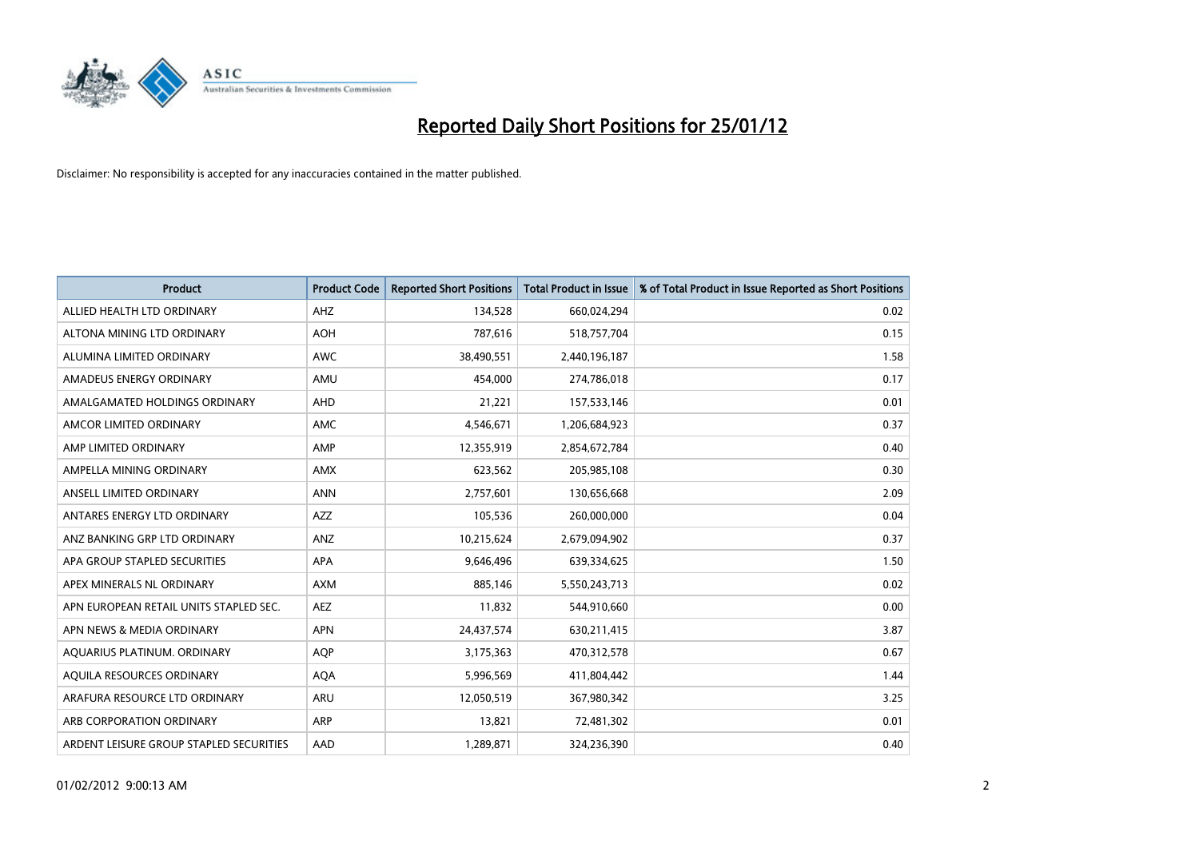# Reported Daily Short Positions for 25/01/12

Disclaimer: No responsibility is accepted for any inaccuracies contained in the matter published.

| Product | Product Code | Reported Short Positions | Total Product in Issue | % of Total Product in Issue Reported as Short Positions |
|---|---|---|---|---|
| ALLIED HEALTH LTD ORDINARY | AHZ | 134,528 | 660,024,294 | 0.02 |
| ALTONA MINING LTD ORDINARY | AOH | 787,616 | 518,757,704 | 0.15 |
| ALUMINA LIMITED ORDINARY | AWC | 38,490,551 | 2,440,196,187 | 1.58 |
| AMADEUS ENERGY ORDINARY | AMU | 454,000 | 274,786,018 | 0.17 |
| AMALGAMATED HOLDINGS ORDINARY | AHD | 21,221 | 157,533,146 | 0.01 |
| AMCOR LIMITED ORDINARY | AMC | 4,546,671 | 1,206,684,923 | 0.37 |
| AMP LIMITED ORDINARY | AMP | 12,355,919 | 2,854,672,784 | 0.40 |
| AMPELLA MINING ORDINARY | AMX | 623,562 | 205,985,108 | 0.30 |
| ANSELL LIMITED ORDINARY | ANN | 2,757,601 | 130,656,668 | 2.09 |
| ANTARES ENERGY LTD ORDINARY | AZZ | 105,536 | 260,000,000 | 0.04 |
| ANZ BANKING GRP LTD ORDINARY | ANZ | 10,215,624 | 2,679,094,902 | 0.37 |
| APA GROUP STAPLED SECURITIES | APA | 9,646,496 | 639,334,625 | 1.50 |
| APEX MINERALS NL ORDINARY | AXM | 885,146 | 5,550,243,713 | 0.02 |
| APN EUROPEAN RETAIL UNITS STAPLED SEC. | AEZ | 11,832 | 544,910,660 | 0.00 |
| APN NEWS & MEDIA ORDINARY | APN | 24,437,574 | 630,211,415 | 3.87 |
| AQUARIUS PLATINUM. ORDINARY | AQP | 3,175,363 | 470,312,578 | 0.67 |
| AQUILA RESOURCES ORDINARY | AQA | 5,996,569 | 411,804,442 | 1.44 |
| ARAFURA RESOURCE LTD ORDINARY | ARU | 12,050,519 | 367,980,342 | 3.25 |
| ARB CORPORATION ORDINARY | ARP | 13,821 | 72,481,302 | 0.01 |
| ARDENT LEISURE GROUP STAPLED SECURITIES | AAD | 1,289,871 | 324,236,390 | 0.40 |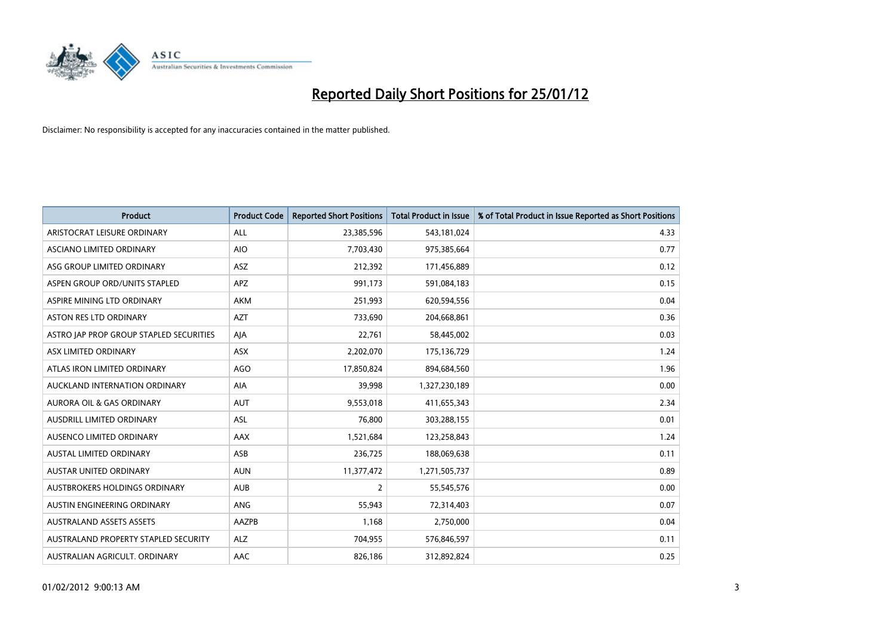# Reported Daily Short Positions for 25/01/12

Disclaimer: No responsibility is accepted for any inaccuracies contained in the matter published.

| Product | Product Code | Reported Short Positions | Total Product in Issue | % of Total Product in Issue Reported as Short Positions |
|---|---|---|---|---|
| ARISTOCRAT LEISURE ORDINARY | ALL | 23,385,596 | 543,181,024 | 4.33 |
| ASCIANO LIMITED ORDINARY | AIO | 7,703,430 | 975,385,664 | 0.77 |
| ASG GROUP LIMITED ORDINARY | ASZ | 212,392 | 171,456,889 | 0.12 |
| ASPEN GROUP ORD/UNITS STAPLED | APZ | 991,173 | 591,084,183 | 0.15 |
| ASPIRE MINING LTD ORDINARY | AKM | 251,993 | 620,594,556 | 0.04 |
| ASTON RES LTD ORDINARY | AZT | 733,690 | 204,668,861 | 0.36 |
| ASTRO JAP PROP GROUP STAPLED SECURITIES | AJA | 22,761 | 58,445,002 | 0.03 |
| ASX LIMITED ORDINARY | ASX | 2,202,070 | 175,136,729 | 1.24 |
| ATLAS IRON LIMITED ORDINARY | AGO | 17,850,824 | 894,684,560 | 1.96 |
| AUCKLAND INTERNATION ORDINARY | AIA | 39,998 | 1,327,230,189 | 0.00 |
| AURORA OIL & GAS ORDINARY | AUT | 9,553,018 | 411,655,343 | 2.34 |
| AUSDRILL LIMITED ORDINARY | ASL | 76,800 | 303,288,155 | 0.01 |
| AUSENCO LIMITED ORDINARY | AAX | 1,521,684 | 123,258,843 | 1.24 |
| AUSTAL LIMITED ORDINARY | ASB | 236,725 | 188,069,638 | 0.11 |
| AUSTAR UNITED ORDINARY | AUN | 11,377,472 | 1,271,505,737 | 0.89 |
| AUSTBROKERS HOLDINGS ORDINARY | AUB | 2 | 55,545,576 | 0.00 |
| AUSTIN ENGINEERING ORDINARY | ANG | 55,943 | 72,314,403 | 0.07 |
| AUSTRALAND ASSETS ASSETS | AAZPB | 1,168 | 2,750,000 | 0.04 |
| AUSTRALAND PROPERTY STAPLED SECURITY | ALZ | 704,955 | 576,846,597 | 0.11 |
| AUSTRALIAN AGRICULT. ORDINARY | AAC | 826,186 | 312,892,824 | 0.25 |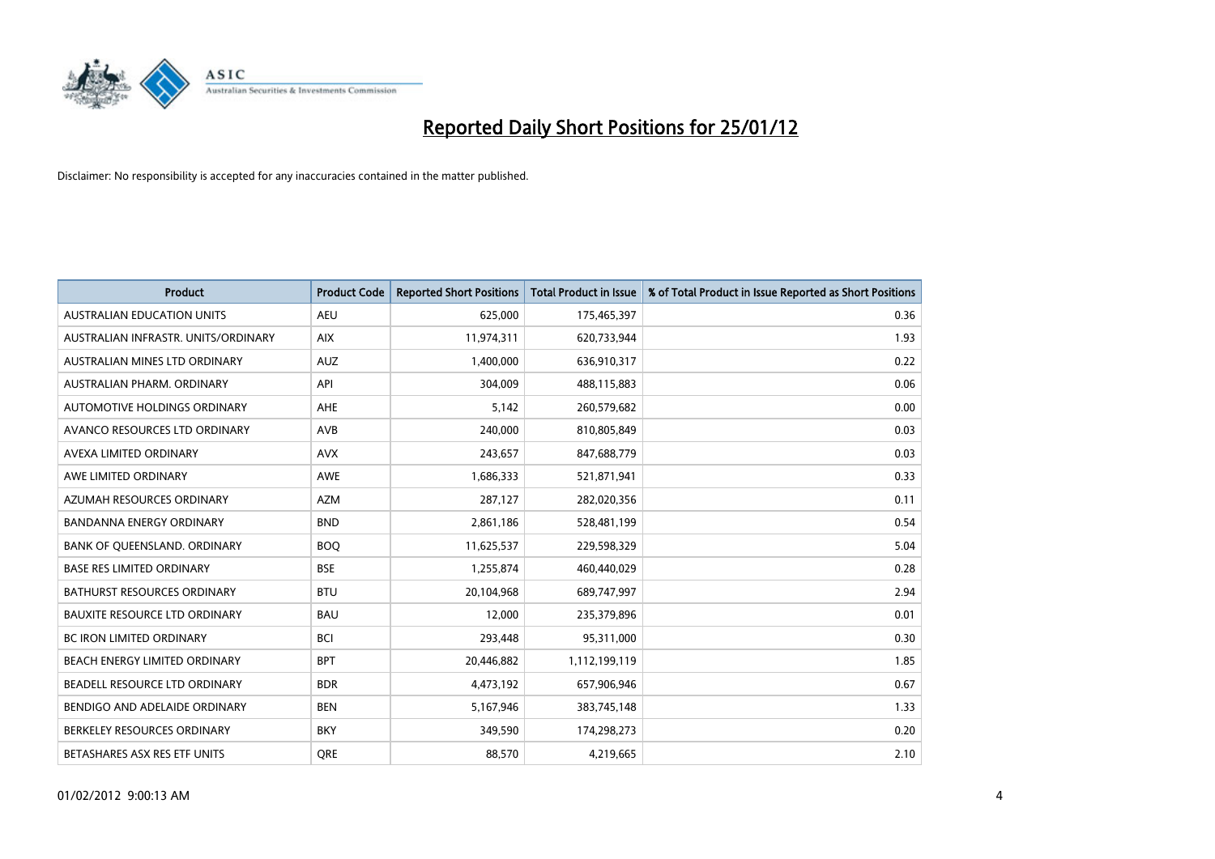# Reported Daily Short Positions for 25/01/12

Disclaimer: No responsibility is accepted for any inaccuracies contained in the matter published.

| Product | Product Code | Reported Short Positions | Total Product in Issue | % of Total Product in Issue Reported as Short Positions |
|---|---|---|---|---|
| AUSTRALIAN EDUCATION UNITS | AEU | 625,000 | 175,465,397 | 0.36 |
| AUSTRALIAN INFRASTR. UNITS/ORDINARY | AIX | 11,974,311 | 620,733,944 | 1.93 |
| AUSTRALIAN MINES LTD ORDINARY | AUZ | 1,400,000 | 636,910,317 | 0.22 |
| AUSTRALIAN PHARM. ORDINARY | API | 304,009 | 488,115,883 | 0.06 |
| AUTOMOTIVE HOLDINGS ORDINARY | AHE | 5,142 | 260,579,682 | 0.00 |
| AVANCO RESOURCES LTD ORDINARY | AVB | 240,000 | 810,805,849 | 0.03 |
| AVEXA LIMITED ORDINARY | AVX | 243,657 | 847,688,779 | 0.03 |
| AWE LIMITED ORDINARY | AWE | 1,686,333 | 521,871,941 | 0.33 |
| AZUMAH RESOURCES ORDINARY | AZM | 287,127 | 282,020,356 | 0.11 |
| BANDANNA ENERGY ORDINARY | BND | 2,861,186 | 528,481,199 | 0.54 |
| BANK OF QUEENSLAND. ORDINARY | BOQ | 11,625,537 | 229,598,329 | 5.04 |
| BASE RES LIMITED ORDINARY | BSE | 1,255,874 | 460,440,029 | 0.28 |
| BATHURST RESOURCES ORDINARY | BTU | 20,104,968 | 689,747,997 | 2.94 |
| BAUXITE RESOURCE LTD ORDINARY | BAU | 12,000 | 235,379,896 | 0.01 |
| BC IRON LIMITED ORDINARY | BCI | 293,448 | 95,311,000 | 0.30 |
| BEACH ENERGY LIMITED ORDINARY | BPT | 20,446,882 | 1,112,199,119 | 1.85 |
| BEADELL RESOURCE LTD ORDINARY | BDR | 4,473,192 | 657,906,946 | 0.67 |
| BENDIGO AND ADELAIDE ORDINARY | BEN | 5,167,946 | 383,745,148 | 1.33 |
| BERKELEY RESOURCES ORDINARY | BKY | 349,590 | 174,298,273 | 0.20 |
| BETASHARES ASX RES ETF UNITS | QRE | 88,570 | 4,219,665 | 2.10 |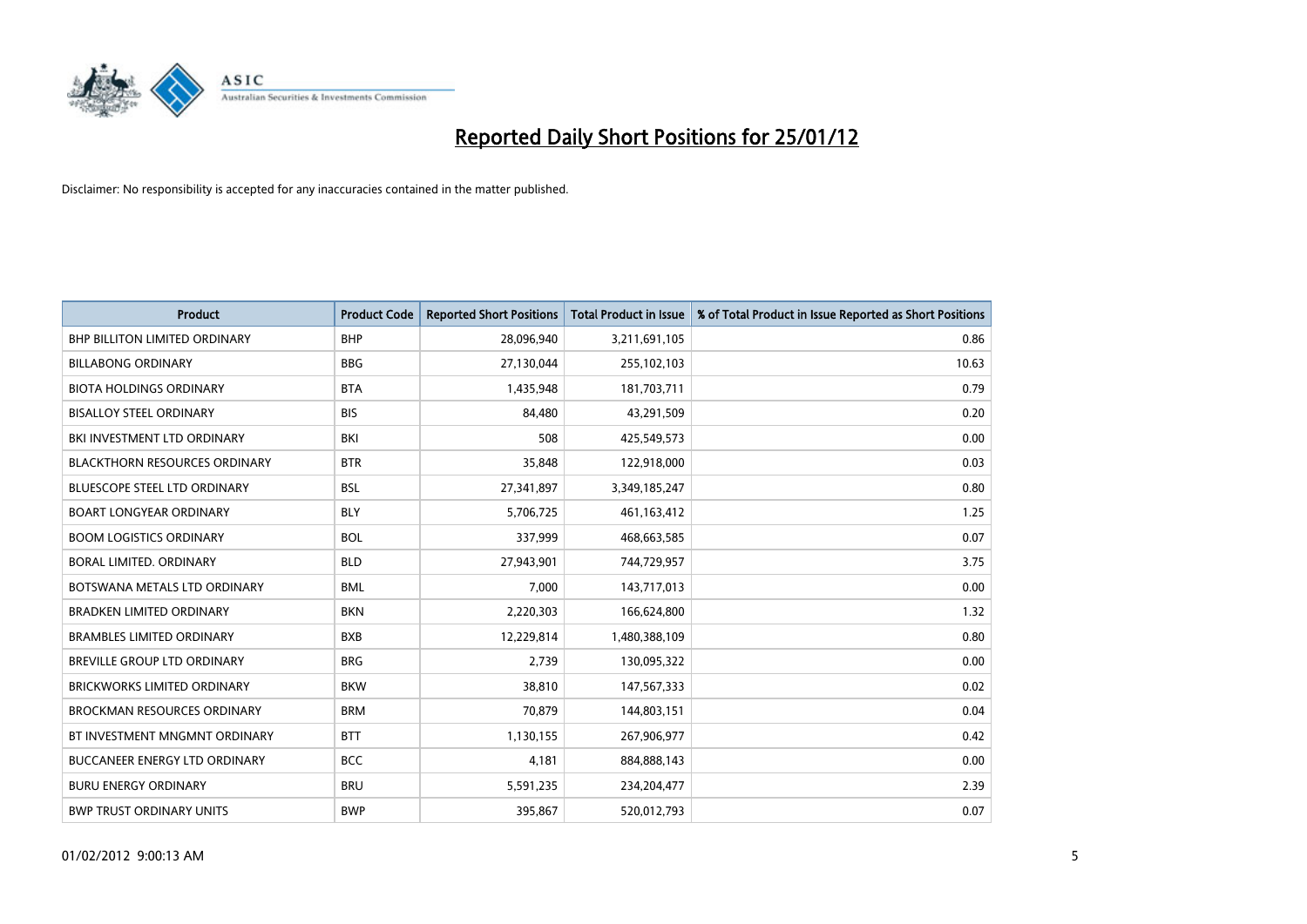# Reported Daily Short Positions for 25/01/12

Disclaimer: No responsibility is accepted for any inaccuracies contained in the matter published.

| Product | Product Code | Reported Short Positions | Total Product in Issue | % of Total Product in Issue Reported as Short Positions |
|---|---|---|---|---|
| BHP BILLITON LIMITED ORDINARY | BHP | 28,096,940 | 3,211,691,105 | 0.86 |
| BILLABONG ORDINARY | BBG | 27,130,044 | 255,102,103 | 10.63 |
| BIOTA HOLDINGS ORDINARY | BTA | 1,435,948 | 181,703,711 | 0.79 |
| BISALLOY STEEL ORDINARY | BIS | 84,480 | 43,291,509 | 0.20 |
| BKI INVESTMENT LTD ORDINARY | BKI | 508 | 425,549,573 | 0.00 |
| BLACKTHORN RESOURCES ORDINARY | BTR | 35,848 | 122,918,000 | 0.03 |
| BLUESCOPE STEEL LTD ORDINARY | BSL | 27,341,897 | 3,349,185,247 | 0.80 |
| BOART LONGYEAR ORDINARY | BLY | 5,706,725 | 461,163,412 | 1.25 |
| BOOM LOGISTICS ORDINARY | BOL | 337,999 | 468,663,585 | 0.07 |
| BORAL LIMITED. ORDINARY | BLD | 27,943,901 | 744,729,957 | 3.75 |
| BOTSWANA METALS LTD ORDINARY | BML | 7,000 | 143,717,013 | 0.00 |
| BRADKEN LIMITED ORDINARY | BKN | 2,220,303 | 166,624,800 | 1.32 |
| BRAMBLES LIMITED ORDINARY | BXB | 12,229,814 | 1,480,388,109 | 0.80 |
| BREVILLE GROUP LTD ORDINARY | BRG | 2,739 | 130,095,322 | 0.00 |
| BRICKWORKS LIMITED ORDINARY | BKW | 38,810 | 147,567,333 | 0.02 |
| BROCKMAN RESOURCES ORDINARY | BRM | 70,879 | 144,803,151 | 0.04 |
| BT INVESTMENT MNGMNT ORDINARY | BTT | 1,130,155 | 267,906,977 | 0.42 |
| BUCCANEER ENERGY LTD ORDINARY | BCC | 4,181 | 884,888,143 | 0.00 |
| BURU ENERGY ORDINARY | BRU | 5,591,235 | 234,204,477 | 2.39 |
| BWP TRUST ORDINARY UNITS | BWP | 395,867 | 520,012,793 | 0.07 |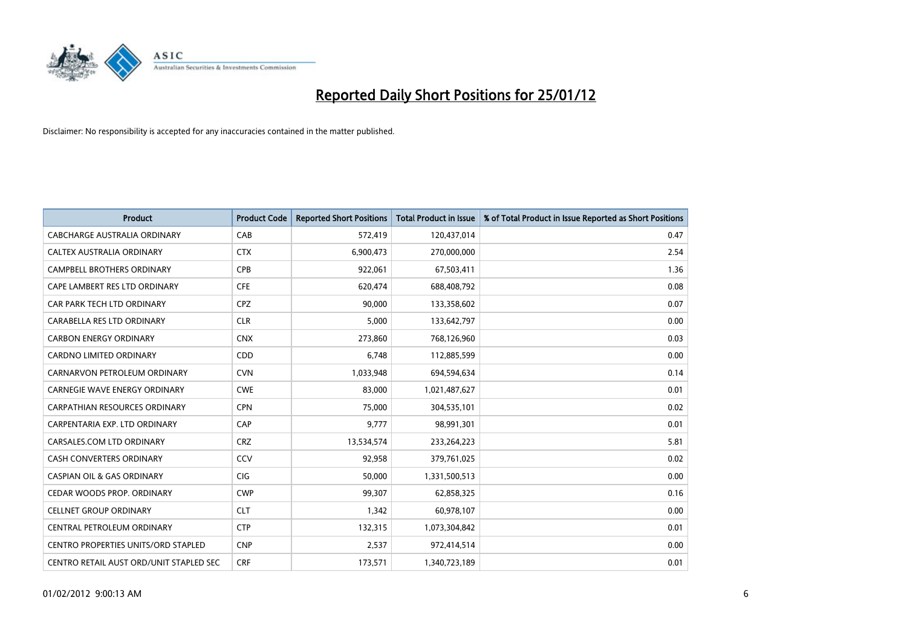# Reported Daily Short Positions for 25/01/12

Disclaimer: No responsibility is accepted for any inaccuracies contained in the matter published.

| Product | Product Code | Reported Short Positions | Total Product in Issue | % of Total Product in Issue Reported as Short Positions |
|---|---|---|---|---|
| CABCHARGE AUSTRALIA ORDINARY | CAB | 572,419 | 120,437,014 | 0.47 |
| CALTEX AUSTRALIA ORDINARY | CTX | 6,900,473 | 270,000,000 | 2.54 |
| CAMPBELL BROTHERS ORDINARY | CPB | 922,061 | 67,503,411 | 1.36 |
| CAPE LAMBERT RES LTD ORDINARY | CFE | 620,474 | 688,408,792 | 0.08 |
| CAR PARK TECH LTD ORDINARY | CPZ | 90,000 | 133,358,602 | 0.07 |
| CARABELLA RES LTD ORDINARY | CLR | 5,000 | 133,642,797 | 0.00 |
| CARBON ENERGY ORDINARY | CNX | 273,860 | 768,126,960 | 0.03 |
| CARDNO LIMITED ORDINARY | CDD | 6,748 | 112,885,599 | 0.00 |
| CARNARVON PETROLEUM ORDINARY | CVN | 1,033,948 | 694,594,634 | 0.14 |
| CARNEGIE WAVE ENERGY ORDINARY | CWE | 83,000 | 1,021,487,627 | 0.01 |
| CARPATHIAN RESOURCES ORDINARY | CPN | 75,000 | 304,535,101 | 0.02 |
| CARPENTARIA EXP. LTD ORDINARY | CAP | 9,777 | 98,991,301 | 0.01 |
| CARSALES.COM LTD ORDINARY | CRZ | 13,534,574 | 233,264,223 | 5.81 |
| CASH CONVERTERS ORDINARY | CCV | 92,958 | 379,761,025 | 0.02 |
| CASPIAN OIL & GAS ORDINARY | CIG | 50,000 | 1,331,500,513 | 0.00 |
| CEDAR WOODS PROP. ORDINARY | CWP | 99,307 | 62,858,325 | 0.16 |
| CELLNET GROUP ORDINARY | CLT | 1,342 | 60,978,107 | 0.00 |
| CENTRAL PETROLEUM ORDINARY | CTP | 132,315 | 1,073,304,842 | 0.01 |
| CENTRO PROPERTIES UNITS/ORD STAPLED | CNP | 2,537 | 972,414,514 | 0.00 |
| CENTRO RETAIL AUST ORD/UNIT STAPLED SEC | CRF | 173,571 | 1,340,723,189 | 0.01 |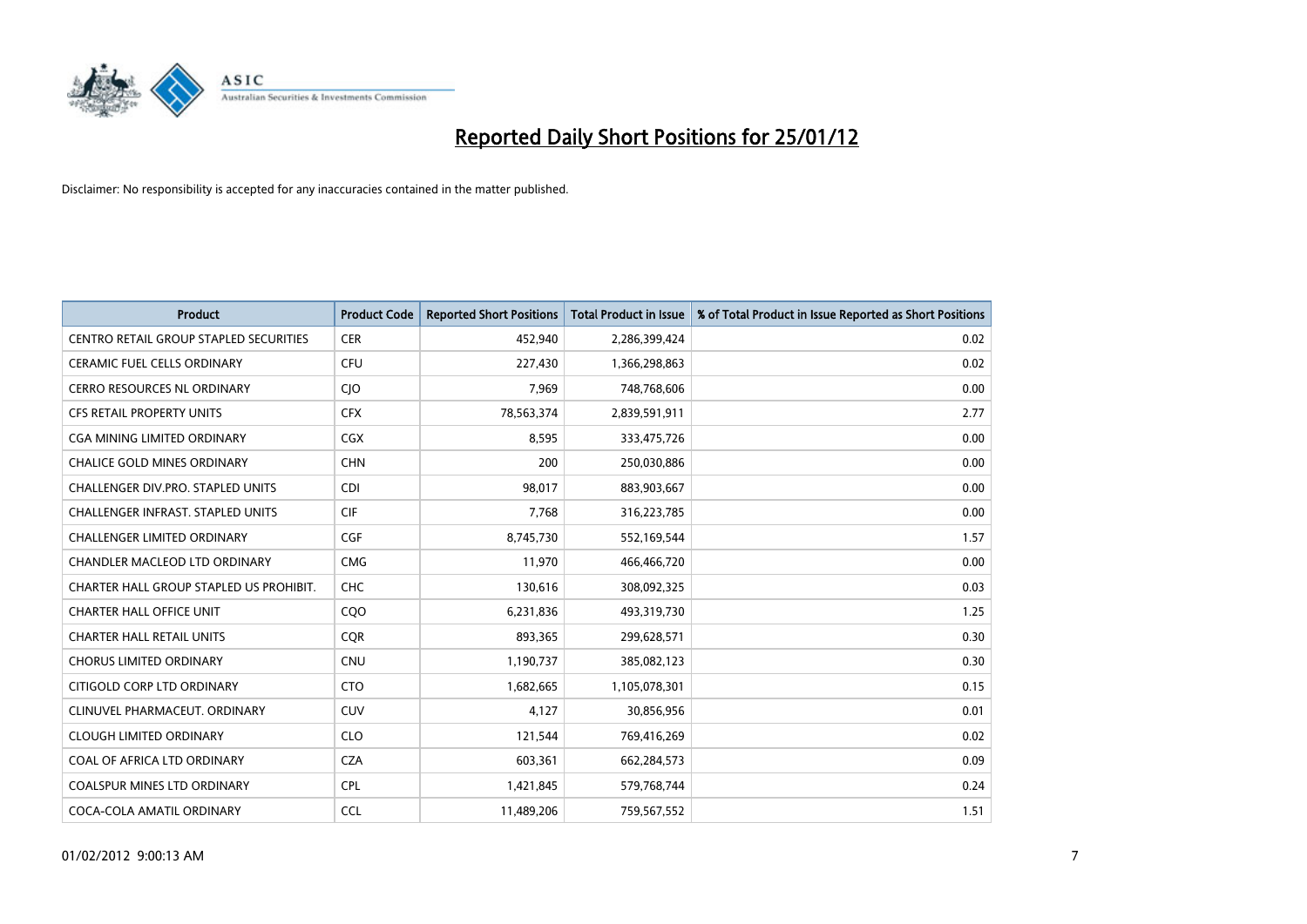# Reported Daily Short Positions for 25/01/12

Disclaimer: No responsibility is accepted for any inaccuracies contained in the matter published.

| Product | Product Code | Reported Short Positions | Total Product in Issue | % of Total Product in Issue Reported as Short Positions |
|---|---|---|---|---|
| CENTRO RETAIL GROUP STAPLED SECURITIES | CER | 452,940 | 2,286,399,424 | 0.02 |
| CERAMIC FUEL CELLS ORDINARY | CFU | 227,430 | 1,366,298,863 | 0.02 |
| CERRO RESOURCES NL ORDINARY | CJO | 7,969 | 748,768,606 | 0.00 |
| CFS RETAIL PROPERTY UNITS | CFX | 78,563,374 | 2,839,591,911 | 2.77 |
| CGA MINING LIMITED ORDINARY | CGX | 8,595 | 333,475,726 | 0.00 |
| CHALICE GOLD MINES ORDINARY | CHN | 200 | 250,030,886 | 0.00 |
| CHALLENGER DIV.PRO. STAPLED UNITS | CDI | 98,017 | 883,903,667 | 0.00 |
| CHALLENGER INFRAST. STAPLED UNITS | CIF | 7,768 | 316,223,785 | 0.00 |
| CHALLENGER LIMITED ORDINARY | CGF | 8,745,730 | 552,169,544 | 1.57 |
| CHANDLER MACLEOD LTD ORDINARY | CMG | 11,970 | 466,466,720 | 0.00 |
| CHARTER HALL GROUP STAPLED US PROHIBIT. | CHC | 130,616 | 308,092,325 | 0.03 |
| CHARTER HALL OFFICE UNIT | CQO | 6,231,836 | 493,319,730 | 1.25 |
| CHARTER HALL RETAIL UNITS | CQR | 893,365 | 299,628,571 | 0.30 |
| CHORUS LIMITED ORDINARY | CNU | 1,190,737 | 385,082,123 | 0.30 |
| CITIGOLD CORP LTD ORDINARY | CTO | 1,682,665 | 1,105,078,301 | 0.15 |
| CLINUVEL PHARMACEUT. ORDINARY | CUV | 4,127 | 30,856,956 | 0.01 |
| CLOUGH LIMITED ORDINARY | CLO | 121,544 | 769,416,269 | 0.02 |
| COAL OF AFRICA LTD ORDINARY | CZA | 603,361 | 662,284,573 | 0.09 |
| COALSPUR MINES LTD ORDINARY | CPL | 1,421,845 | 579,768,744 | 0.24 |
| COCA-COLA AMATIL ORDINARY | CCL | 11,489,206 | 759,567,552 | 1.51 |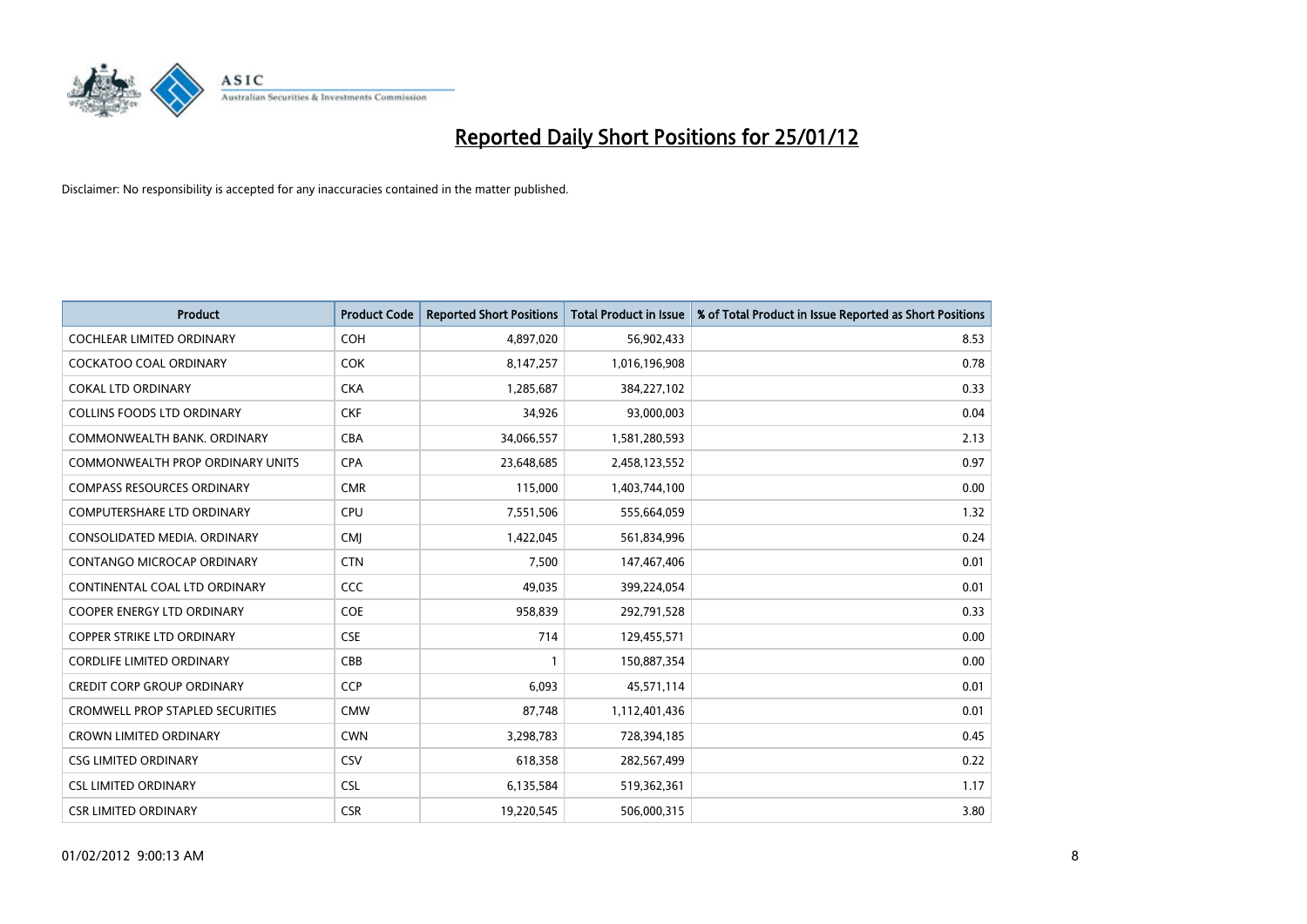# Reported Daily Short Positions for 25/01/12

Disclaimer: No responsibility is accepted for any inaccuracies contained in the matter published.

| Product | Product Code | Reported Short Positions | Total Product in Issue | % of Total Product in Issue Reported as Short Positions |
|---|---|---|---|---|
| COCHLEAR LIMITED ORDINARY | COH | 4,897,020 | 56,902,433 | 8.53 |
| COCKATOO COAL ORDINARY | COK | 8,147,257 | 1,016,196,908 | 0.78 |
| COKAL LTD ORDINARY | CKA | 1,285,687 | 384,227,102 | 0.33 |
| COLLINS FOODS LTD ORDINARY | CKF | 34,926 | 93,000,003 | 0.04 |
| COMMONWEALTH BANK. ORDINARY | CBA | 34,066,557 | 1,581,280,593 | 2.13 |
| COMMONWEALTH PROP ORDINARY UNITS | CPA | 23,648,685 | 2,458,123,552 | 0.97 |
| COMPASS RESOURCES ORDINARY | CMR | 115,000 | 1,403,744,100 | 0.00 |
| COMPUTERSHARE LTD ORDINARY | CPU | 7,551,506 | 555,664,059 | 1.32 |
| CONSOLIDATED MEDIA. ORDINARY | CMJ | 1,422,045 | 561,834,996 | 0.24 |
| CONTANGO MICROCAP ORDINARY | CTN | 7,500 | 147,467,406 | 0.01 |
| CONTINENTAL COAL LTD ORDINARY | CCC | 49,035 | 399,224,054 | 0.01 |
| COOPER ENERGY LTD ORDINARY | COE | 958,839 | 292,791,528 | 0.33 |
| COPPER STRIKE LTD ORDINARY | CSE | 714 | 129,455,571 | 0.00 |
| CORDLIFE LIMITED ORDINARY | CBB | 1 | 150,887,354 | 0.00 |
| CREDIT CORP GROUP ORDINARY | CCP | 6,093 | 45,571,114 | 0.01 |
| CROMWELL PROP STAPLED SECURITIES | CMW | 87,748 | 1,112,401,436 | 0.01 |
| CROWN LIMITED ORDINARY | CWN | 3,298,783 | 728,394,185 | 0.45 |
| CSG LIMITED ORDINARY | CSV | 618,358 | 282,567,499 | 0.22 |
| CSL LIMITED ORDINARY | CSL | 6,135,584 | 519,362,361 | 1.17 |
| CSR LIMITED ORDINARY | CSR | 19,220,545 | 506,000,315 | 3.80 |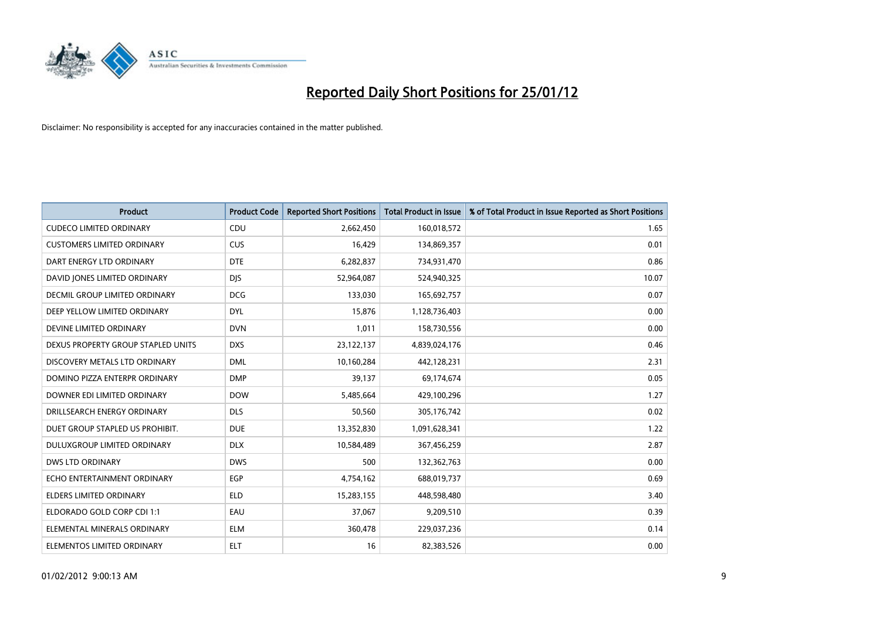# Reported Daily Short Positions for 25/01/12

Disclaimer: No responsibility is accepted for any inaccuracies contained in the matter published.

| Product | Product Code | Reported Short Positions | Total Product in Issue | % of Total Product in Issue Reported as Short Positions |
|---|---|---|---|---|
| CUDECO LIMITED ORDINARY | CDU | 2,662,450 | 160,018,572 | 1.65 |
| CUSTOMERS LIMITED ORDINARY | CUS | 16,429 | 134,869,357 | 0.01 |
| DART ENERGY LTD ORDINARY | DTE | 6,282,837 | 734,931,470 | 0.86 |
| DAVID JONES LIMITED ORDINARY | DJS | 52,964,087 | 524,940,325 | 10.07 |
| DECMIL GROUP LIMITED ORDINARY | DCG | 133,030 | 165,692,757 | 0.07 |
| DEEP YELLOW LIMITED ORDINARY | DYL | 15,876 | 1,128,736,403 | 0.00 |
| DEVINE LIMITED ORDINARY | DVN | 1,011 | 158,730,556 | 0.00 |
| DEXUS PROPERTY GROUP STAPLED UNITS | DXS | 23,122,137 | 4,839,024,176 | 0.46 |
| DISCOVERY METALS LTD ORDINARY | DML | 10,160,284 | 442,128,231 | 2.31 |
| DOMINO PIZZA ENTERPR ORDINARY | DMP | 39,137 | 69,174,674 | 0.05 |
| DOWNER EDI LIMITED ORDINARY | DOW | 5,485,664 | 429,100,296 | 1.27 |
| DRILLSEARCH ENERGY ORDINARY | DLS | 50,560 | 305,176,742 | 0.02 |
| DUET GROUP STAPLED US PROHIBIT. | DUE | 13,352,830 | 1,091,628,341 | 1.22 |
| DULUXGROUP LIMITED ORDINARY | DLX | 10,584,489 | 367,456,259 | 2.87 |
| DWS LTD ORDINARY | DWS | 500 | 132,362,763 | 0.00 |
| ECHO ENTERTAINMENT ORDINARY | EGP | 4,754,162 | 688,019,737 | 0.69 |
| ELDERS LIMITED ORDINARY | ELD | 15,283,155 | 448,598,480 | 3.40 |
| ELDORADO GOLD CORP CDI 1:1 | EAU | 37,067 | 9,209,510 | 0.39 |
| ELEMENTAL MINERALS ORDINARY | ELM | 360,478 | 229,037,236 | 0.14 |
| ELEMENTOS LIMITED ORDINARY | ELT | 16 | 82,383,526 | 0.00 |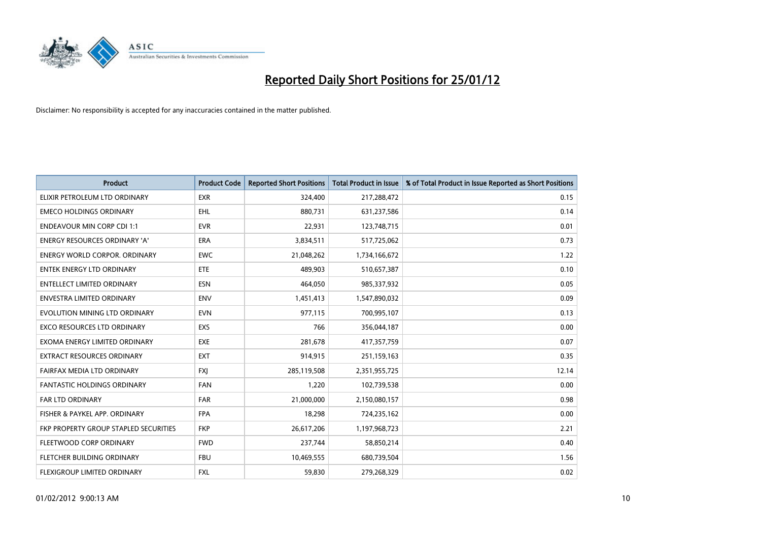# Reported Daily Short Positions for 25/01/12

Disclaimer: No responsibility is accepted for any inaccuracies contained in the matter published.

| Product | Product Code | Reported Short Positions | Total Product in Issue | % of Total Product in Issue Reported as Short Positions |
|---|---|---|---|---|
| ELIXIR PETROLEUM LTD ORDINARY | EXR | 324,400 | 217,288,472 | 0.15 |
| EMECO HOLDINGS ORDINARY | EHL | 880,731 | 631,237,586 | 0.14 |
| ENDEAVOUR MIN CORP CDI 1:1 | EVR | 22,931 | 123,748,715 | 0.01 |
| ENERGY RESOURCES ORDINARY 'A' | ERA | 3,834,511 | 517,725,062 | 0.73 |
| ENERGY WORLD CORPOR. ORDINARY | EWC | 21,048,262 | 1,734,166,672 | 1.22 |
| ENTEK ENERGY LTD ORDINARY | ETE | 489,903 | 510,657,387 | 0.10 |
| ENTELLECT LIMITED ORDINARY | ESN | 464,050 | 985,337,932 | 0.05 |
| ENVESTRA LIMITED ORDINARY | ENV | 1,451,413 | 1,547,890,032 | 0.09 |
| EVOLUTION MINING LTD ORDINARY | EVN | 977,115 | 700,995,107 | 0.13 |
| EXCO RESOURCES LTD ORDINARY | EXS | 766 | 356,044,187 | 0.00 |
| EXOMA ENERGY LIMITED ORDINARY | EXE | 281,678 | 417,357,759 | 0.07 |
| EXTRACT RESOURCES ORDINARY | EXT | 914,915 | 251,159,163 | 0.35 |
| FAIRFAX MEDIA LTD ORDINARY | FXJ | 285,119,508 | 2,351,955,725 | 12.14 |
| FANTASTIC HOLDINGS ORDINARY | FAN | 1,220 | 102,739,538 | 0.00 |
| FAR LTD ORDINARY | FAR | 21,000,000 | 2,150,080,157 | 0.98 |
| FISHER & PAYKEL APP. ORDINARY | FPA | 18,298 | 724,235,162 | 0.00 |
| FKP PROPERTY GROUP STAPLED SECURITIES | FKP | 26,617,206 | 1,197,968,723 | 2.21 |
| FLEETWOOD CORP ORDINARY | FWD | 237,744 | 58,850,214 | 0.40 |
| FLETCHER BUILDING ORDINARY | FBU | 10,469,555 | 680,739,504 | 1.56 |
| FLEXIGROUP LIMITED ORDINARY | FXL | 59,830 | 279,268,329 | 0.02 |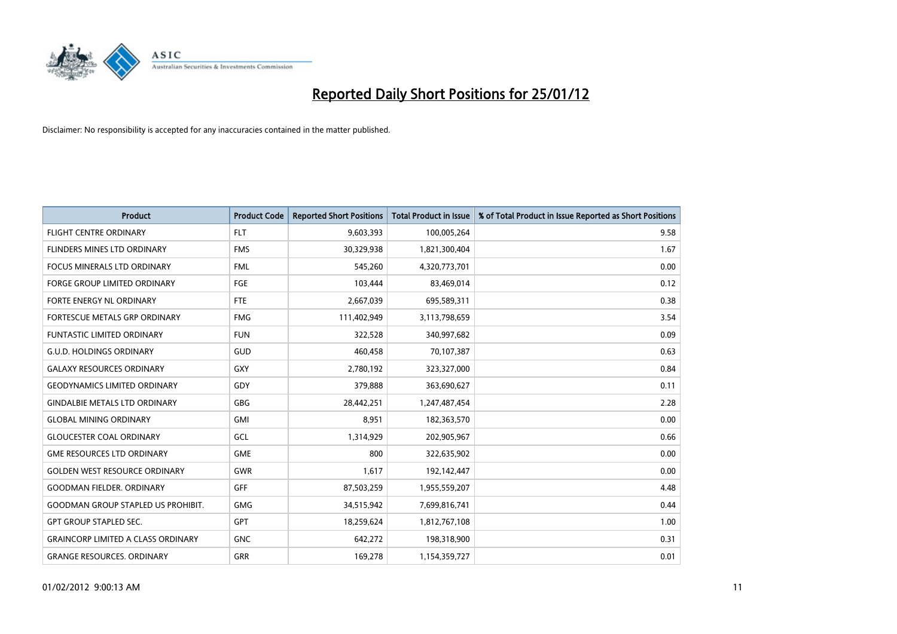# Reported Daily Short Positions for 25/01/12

Disclaimer: No responsibility is accepted for any inaccuracies contained in the matter published.

| Product | Product Code | Reported Short Positions | Total Product in Issue | % of Total Product in Issue Reported as Short Positions |
|---|---|---|---|---|
| FLIGHT CENTRE ORDINARY | FLT | 9,603,393 | 100,005,264 | 9.58 |
| FLINDERS MINES LTD ORDINARY | FMS | 30,329,938 | 1,821,300,404 | 1.67 |
| FOCUS MINERALS LTD ORDINARY | FML | 545,260 | 4,320,773,701 | 0.00 |
| FORGE GROUP LIMITED ORDINARY | FGE | 103,444 | 83,469,014 | 0.12 |
| FORTE ENERGY NL ORDINARY | FTE | 2,667,039 | 695,589,311 | 0.38 |
| FORTESCUE METALS GRP ORDINARY | FMG | 111,402,949 | 3,113,798,659 | 3.54 |
| FUNTASTIC LIMITED ORDINARY | FUN | 322,528 | 340,997,682 | 0.09 |
| G.U.D. HOLDINGS ORDINARY | GUD | 460,458 | 70,107,387 | 0.63 |
| GALAXY RESOURCES ORDINARY | GXY | 2,780,192 | 323,327,000 | 0.84 |
| GEODYNAMICS LIMITED ORDINARY | GDY | 379,888 | 363,690,627 | 0.11 |
| GINDALBIE METALS LTD ORDINARY | GBG | 28,442,251 | 1,247,487,454 | 2.28 |
| GLOBAL MINING ORDINARY | GMI | 8,951 | 182,363,570 | 0.00 |
| GLOUCESTER COAL ORDINARY | GCL | 1,314,929 | 202,905,967 | 0.66 |
| GME RESOURCES LTD ORDINARY | GME | 800 | 322,635,902 | 0.00 |
| GOLDEN WEST RESOURCE ORDINARY | GWR | 1,617 | 192,142,447 | 0.00 |
| GOODMAN FIELDER. ORDINARY | GFF | 87,503,259 | 1,955,559,207 | 4.48 |
| GOODMAN GROUP STAPLED US PROHIBIT. | GMG | 34,515,942 | 7,699,816,741 | 0.44 |
| GPT GROUP STAPLED SEC. | GPT | 18,259,624 | 1,812,767,108 | 1.00 |
| GRAINCORP LIMITED A CLASS ORDINARY | GNC | 642,272 | 198,318,900 | 0.31 |
| GRANGE RESOURCES. ORDINARY | GRR | 169,278 | 1,154,359,727 | 0.01 |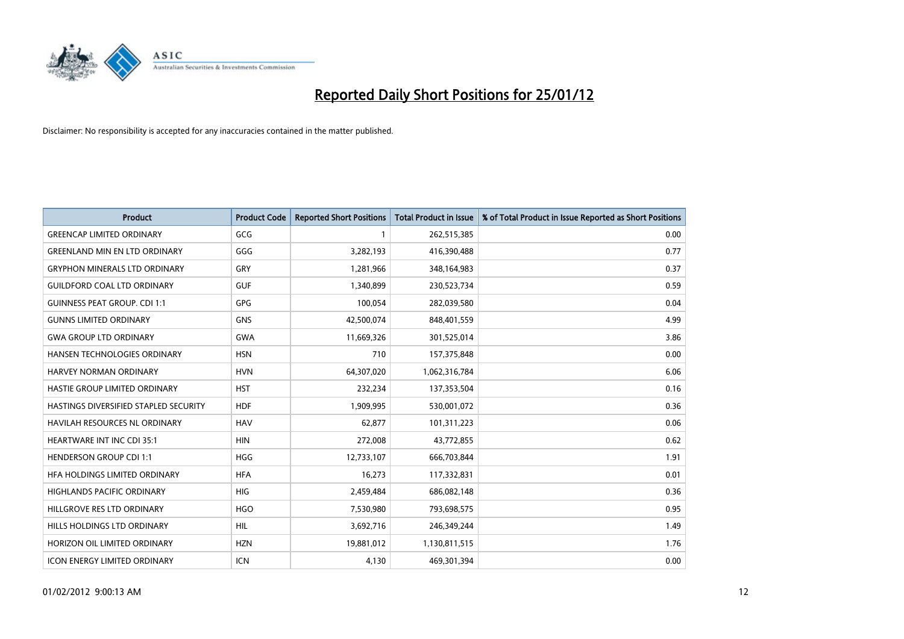# Reported Daily Short Positions for 25/01/12

Disclaimer: No responsibility is accepted for any inaccuracies contained in the matter published.

| Product | Product Code | Reported Short Positions | Total Product in Issue | % of Total Product in Issue Reported as Short Positions |
|---|---|---|---|---|
| GREENCAP LIMITED ORDINARY | GCG | 1 | 262,515,385 | 0.00 |
| GREENLAND MIN EN LTD ORDINARY | GGG | 3,282,193 | 416,390,488 | 0.77 |
| GRYPHON MINERALS LTD ORDINARY | GRY | 1,281,966 | 348,164,983 | 0.37 |
| GUILDFORD COAL LTD ORDINARY | GUF | 1,340,899 | 230,523,734 | 0.59 |
| GUINNESS PEAT GROUP. CDI 1:1 | GPG | 100,054 | 282,039,580 | 0.04 |
| GUNNS LIMITED ORDINARY | GNS | 42,500,074 | 848,401,559 | 4.99 |
| GWA GROUP LTD ORDINARY | GWA | 11,669,326 | 301,525,014 | 3.86 |
| HANSEN TECHNOLOGIES ORDINARY | HSN | 710 | 157,375,848 | 0.00 |
| HARVEY NORMAN ORDINARY | HVN | 64,307,020 | 1,062,316,784 | 6.06 |
| HASTIE GROUP LIMITED ORDINARY | HST | 232,234 | 137,353,504 | 0.16 |
| HASTINGS DIVERSIFIED STAPLED SECURITY | HDF | 1,909,995 | 530,001,072 | 0.36 |
| HAVILAH RESOURCES NL ORDINARY | HAV | 62,877 | 101,311,223 | 0.06 |
| HEARTWARE INT INC CDI 35:1 | HIN | 272,008 | 43,772,855 | 0.62 |
| HENDERSON GROUP CDI 1:1 | HGG | 12,733,107 | 666,703,844 | 1.91 |
| HFA HOLDINGS LIMITED ORDINARY | HFA | 16,273 | 117,332,831 | 0.01 |
| HIGHLANDS PACIFIC ORDINARY | HIG | 2,459,484 | 686,082,148 | 0.36 |
| HILLGROVE RES LTD ORDINARY | HGO | 7,530,980 | 793,698,575 | 0.95 |
| HILLS HOLDINGS LTD ORDINARY | HIL | 3,692,716 | 246,349,244 | 1.49 |
| HORIZON OIL LIMITED ORDINARY | HZN | 19,881,012 | 1,130,811,515 | 1.76 |
| ICON ENERGY LIMITED ORDINARY | ICN | 4,130 | 469,301,394 | 0.00 |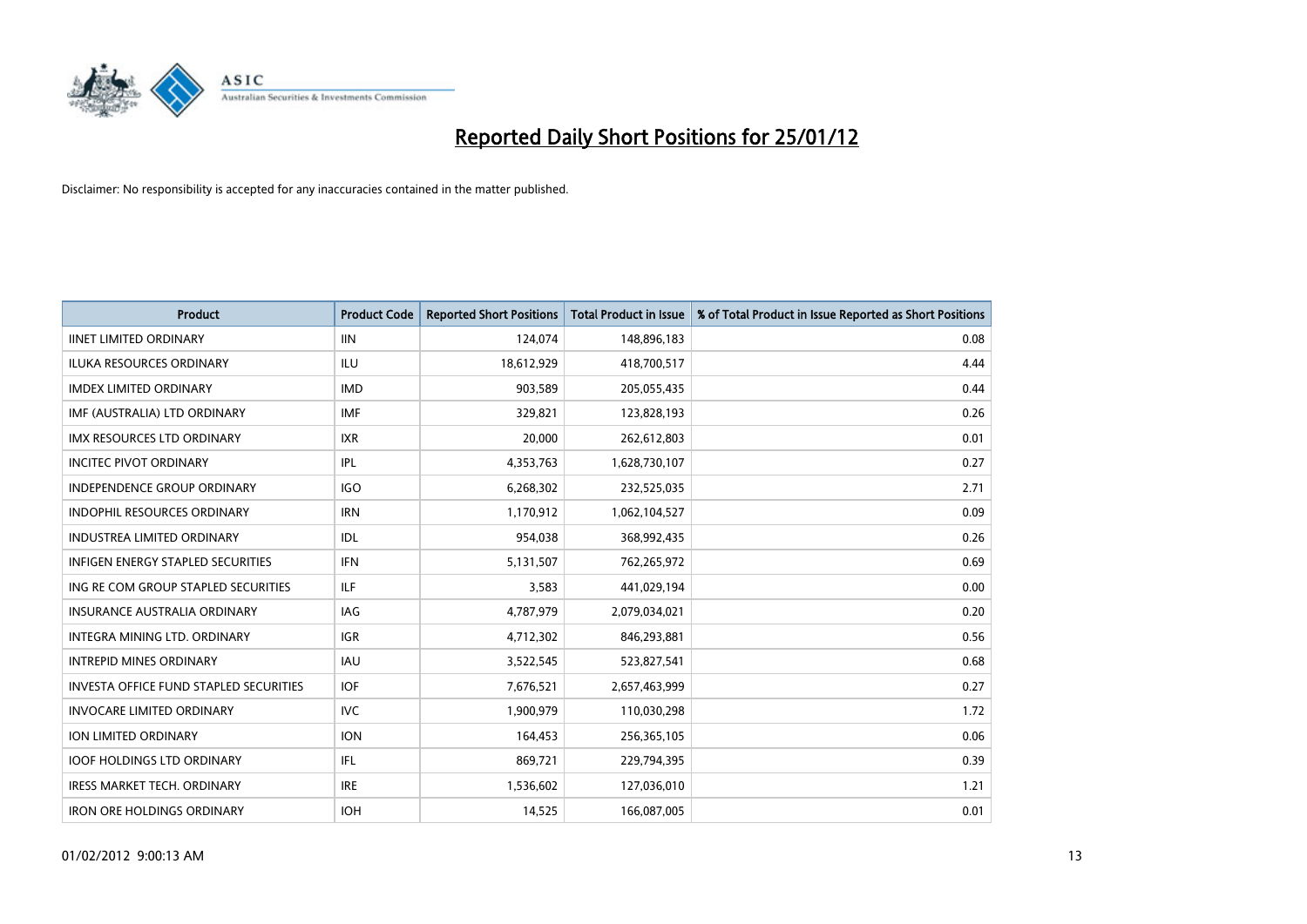# Reported Daily Short Positions for 25/01/12

Disclaimer: No responsibility is accepted for any inaccuracies contained in the matter published.

| Product | Product Code | Reported Short Positions | Total Product in Issue | % of Total Product in Issue Reported as Short Positions |
|---|---|---|---|---|
| IINET LIMITED ORDINARY | IIN | 124,074 | 148,896,183 | 0.08 |
| ILUKA RESOURCES ORDINARY | ILU | 18,612,929 | 418,700,517 | 4.44 |
| IMDEX LIMITED ORDINARY | IMD | 903,589 | 205,055,435 | 0.44 |
| IMF (AUSTRALIA) LTD ORDINARY | IMF | 329,821 | 123,828,193 | 0.26 |
| IMX RESOURCES LTD ORDINARY | IXR | 20,000 | 262,612,803 | 0.01 |
| INCITEC PIVOT ORDINARY | IPL | 4,353,763 | 1,628,730,107 | 0.27 |
| INDEPENDENCE GROUP ORDINARY | IGO | 6,268,302 | 232,525,035 | 2.71 |
| INDOPHIL RESOURCES ORDINARY | IRN | 1,170,912 | 1,062,104,527 | 0.09 |
| INDUSTREA LIMITED ORDINARY | IDL | 954,038 | 368,992,435 | 0.26 |
| INFIGEN ENERGY STAPLED SECURITIES | IFN | 5,131,507 | 762,265,972 | 0.69 |
| ING RE COM GROUP STAPLED SECURITIES | ILF | 3,583 | 441,029,194 | 0.00 |
| INSURANCE AUSTRALIA ORDINARY | IAG | 4,787,979 | 2,079,034,021 | 0.20 |
| INTEGRA MINING LTD. ORDINARY | IGR | 4,712,302 | 846,293,881 | 0.56 |
| INTREPID MINES ORDINARY | IAU | 3,522,545 | 523,827,541 | 0.68 |
| INVESTA OFFICE FUND STAPLED SECURITIES | IOF | 7,676,521 | 2,657,463,999 | 0.27 |
| INVOCARE LIMITED ORDINARY | IVC | 1,900,979 | 110,030,298 | 1.72 |
| ION LIMITED ORDINARY | ION | 164,453 | 256,365,105 | 0.06 |
| IOOF HOLDINGS LTD ORDINARY | IFL | 869,721 | 229,794,395 | 0.39 |
| IRESS MARKET TECH. ORDINARY | IRE | 1,536,602 | 127,036,010 | 1.21 |
| IRON ORE HOLDINGS ORDINARY | IOH | 14,525 | 166,087,005 | 0.01 |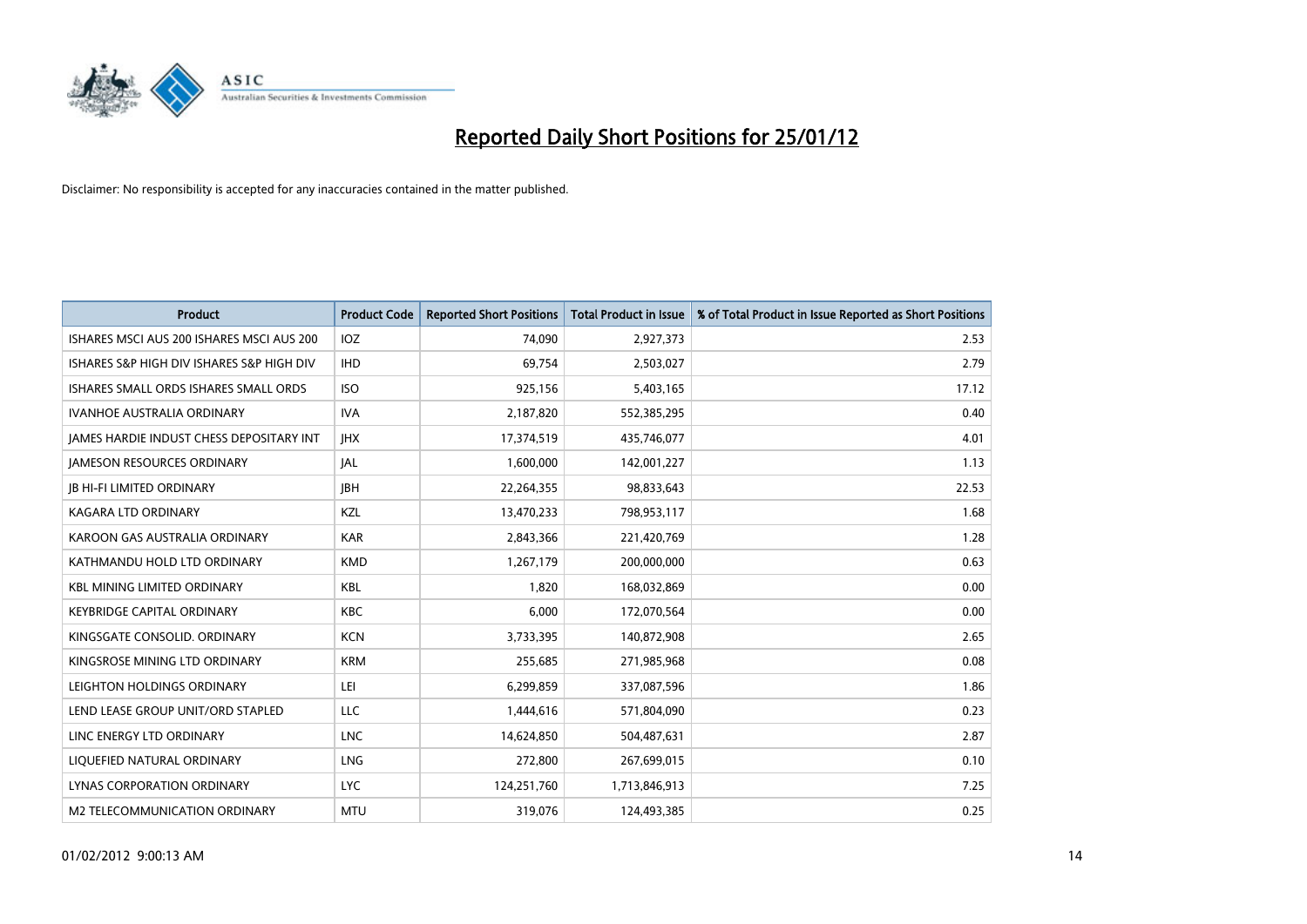# Reported Daily Short Positions for 25/01/12

Disclaimer: No responsibility is accepted for any inaccuracies contained in the matter published.

| Product | Product Code | Reported Short Positions | Total Product in Issue | % of Total Product in Issue Reported as Short Positions |
|---|---|---|---|---|
| ISHARES MSCI AUS 200 ISHARES MSCI AUS 200 | IOZ | 74,090 | 2,927,373 | 2.53 |
| ISHARES S&P HIGH DIV ISHARES S&P HIGH DIV | IHD | 69,754 | 2,503,027 | 2.79 |
| ISHARES SMALL ORDS ISHARES SMALL ORDS | ISO | 925,156 | 5,403,165 | 17.12 |
| IVANHOE AUSTRALIA ORDINARY | IVA | 2,187,820 | 552,385,295 | 0.40 |
| JAMES HARDIE INDUST CHESS DEPOSITARY INT | JHX | 17,374,519 | 435,746,077 | 4.01 |
| JAMESON RESOURCES ORDINARY | JAL | 1,600,000 | 142,001,227 | 1.13 |
| JB HI-FI LIMITED ORDINARY | JBH | 22,264,355 | 98,833,643 | 22.53 |
| KAGARA LTD ORDINARY | KZL | 13,470,233 | 798,953,117 | 1.68 |
| KAROON GAS AUSTRALIA ORDINARY | KAR | 2,843,366 | 221,420,769 | 1.28 |
| KATHMANDU HOLD LTD ORDINARY | KMD | 1,267,179 | 200,000,000 | 0.63 |
| KBL MINING LIMITED ORDINARY | KBL | 1,820 | 168,032,869 | 0.00 |
| KEYBRIDGE CAPITAL ORDINARY | KBC | 6,000 | 172,070,564 | 0.00 |
| KINGSGATE CONSOLID. ORDINARY | KCN | 3,733,395 | 140,872,908 | 2.65 |
| KINGSROSE MINING LTD ORDINARY | KRM | 255,685 | 271,985,968 | 0.08 |
| LEIGHTON HOLDINGS ORDINARY | LEI | 6,299,859 | 337,087,596 | 1.86 |
| LEND LEASE GROUP UNIT/ORD STAPLED | LLC | 1,444,616 | 571,804,090 | 0.23 |
| LINC ENERGY LTD ORDINARY | LNC | 14,624,850 | 504,487,631 | 2.87 |
| LIQUEFIED NATURAL ORDINARY | LNG | 272,800 | 267,699,015 | 0.10 |
| LYNAS CORPORATION ORDINARY | LYC | 124,251,760 | 1,713,846,913 | 7.25 |
| M2 TELECOMMUNICATION ORDINARY | MTU | 319,076 | 124,493,385 | 0.25 |

01/02/2012 9:00:13 AM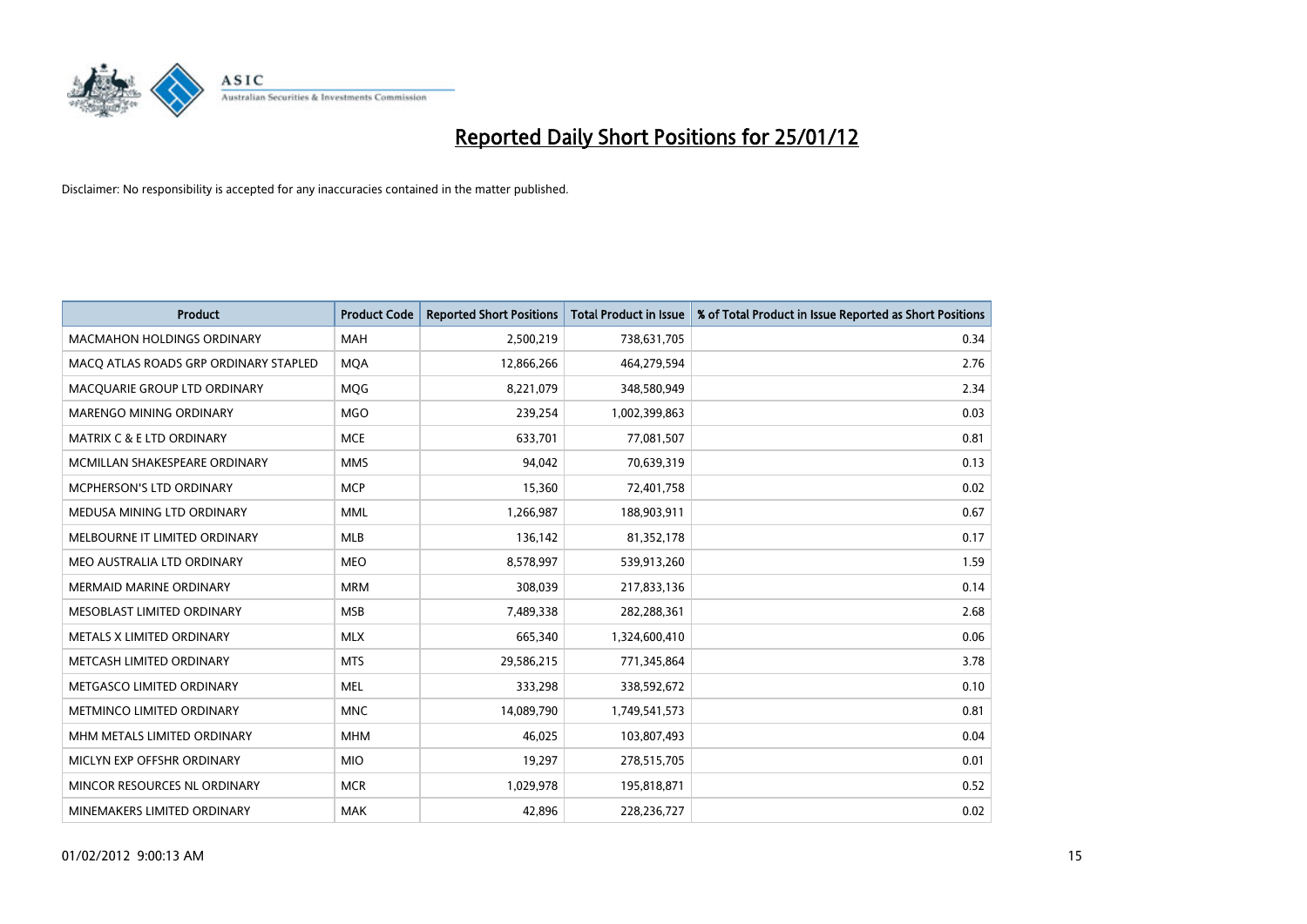# Reported Daily Short Positions for 25/01/12

Disclaimer: No responsibility is accepted for any inaccuracies contained in the matter published.

| Product | Product Code | Reported Short Positions | Total Product in Issue | % of Total Product in Issue Reported as Short Positions |
|---|---|---|---|---|
| MACMAHON HOLDINGS ORDINARY | MAH | 2,500,219 | 738,631,705 | 0.34 |
| MACQ ATLAS ROADS GRP ORDINARY STAPLED | MQA | 12,866,266 | 464,279,594 | 2.76 |
| MACQUARIE GROUP LTD ORDINARY | MQG | 8,221,079 | 348,580,949 | 2.34 |
| MARENGO MINING ORDINARY | MGO | 239,254 | 1,002,399,863 | 0.03 |
| MATRIX C & E LTD ORDINARY | MCE | 633,701 | 77,081,507 | 0.81 |
| MCMILLAN SHAKESPEARE ORDINARY | MMS | 94,042 | 70,639,319 | 0.13 |
| MCPHERSON'S LTD ORDINARY | MCP | 15,360 | 72,401,758 | 0.02 |
| MEDUSA MINING LTD ORDINARY | MML | 1,266,987 | 188,903,911 | 0.67 |
| MELBOURNE IT LIMITED ORDINARY | MLB | 136,142 | 81,352,178 | 0.17 |
| MEO AUSTRALIA LTD ORDINARY | MEO | 8,578,997 | 539,913,260 | 1.59 |
| MERMAID MARINE ORDINARY | MRM | 308,039 | 217,833,136 | 0.14 |
| MESOBLAST LIMITED ORDINARY | MSB | 7,489,338 | 282,288,361 | 2.68 |
| METALS X LIMITED ORDINARY | MLX | 665,340 | 1,324,600,410 | 0.06 |
| METCASH LIMITED ORDINARY | MTS | 29,586,215 | 771,345,864 | 3.78 |
| METGASCO LIMITED ORDINARY | MEL | 333,298 | 338,592,672 | 0.10 |
| METMINCO LIMITED ORDINARY | MNC | 14,089,790 | 1,749,541,573 | 0.81 |
| MHM METALS LIMITED ORDINARY | MHM | 46,025 | 103,807,493 | 0.04 |
| MICLYN EXP OFFSHR ORDINARY | MIO | 19,297 | 278,515,705 | 0.01 |
| MINCOR RESOURCES NL ORDINARY | MCR | 1,029,978 | 195,818,871 | 0.52 |
| MINEMAKERS LIMITED ORDINARY | MAK | 42,896 | 228,236,727 | 0.02 |

01/02/2012 9:00:13 AM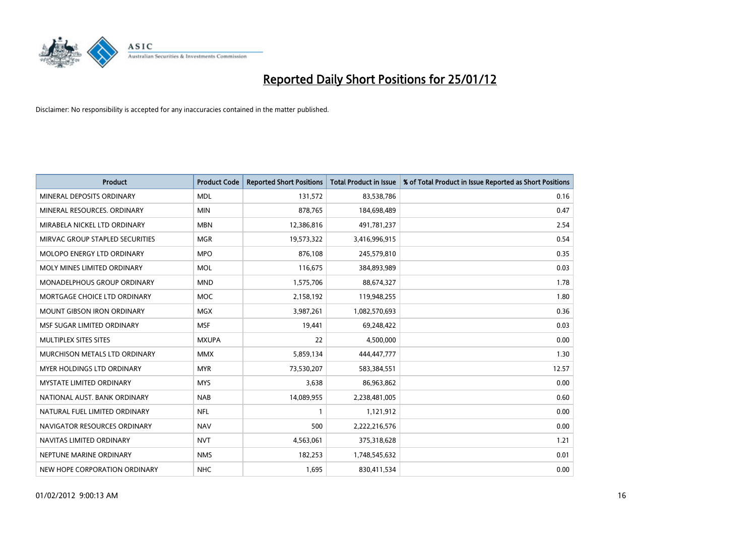# Reported Daily Short Positions for 25/01/12

Disclaimer: No responsibility is accepted for any inaccuracies contained in the matter published.

| Product | Product Code | Reported Short Positions | Total Product in Issue | % of Total Product in Issue Reported as Short Positions |
|---|---|---|---|---|
| MINERAL DEPOSITS ORDINARY | MDL | 131,572 | 83,538,786 | 0.16 |
| MINERAL RESOURCES. ORDINARY | MIN | 878,765 | 184,698,489 | 0.47 |
| MIRABELA NICKEL LTD ORDINARY | MBN | 12,386,816 | 491,781,237 | 2.54 |
| MIRVAC GROUP STAPLED SECURITIES | MGR | 19,573,322 | 3,416,996,915 | 0.54 |
| MOLOPO ENERGY LTD ORDINARY | MPO | 876,108 | 245,579,810 | 0.35 |
| MOLY MINES LIMITED ORDINARY | MOL | 116,675 | 384,893,989 | 0.03 |
| MONADELPHOUS GROUP ORDINARY | MND | 1,575,706 | 88,674,327 | 1.78 |
| MORTGAGE CHOICE LTD ORDINARY | MOC | 2,158,192 | 119,948,255 | 1.80 |
| MOUNT GIBSON IRON ORDINARY | MGX | 3,987,261 | 1,082,570,693 | 0.36 |
| MSF SUGAR LIMITED ORDINARY | MSF | 19,441 | 69,248,422 | 0.03 |
| MULTIPLEX SITES SITES | MXUPA | 22 | 4,500,000 | 0.00 |
| MURCHISON METALS LTD ORDINARY | MMX | 5,859,134 | 444,447,777 | 1.30 |
| MYER HOLDINGS LTD ORDINARY | MYR | 73,530,207 | 583,384,551 | 12.57 |
| MYSTATE LIMITED ORDINARY | MYS | 3,638 | 86,963,862 | 0.00 |
| NATIONAL AUST. BANK ORDINARY | NAB | 14,089,955 | 2,238,481,005 | 0.60 |
| NATURAL FUEL LIMITED ORDINARY | NFL | 1 | 1,121,912 | 0.00 |
| NAVIGATOR RESOURCES ORDINARY | NAV | 500 | 2,222,216,576 | 0.00 |
| NAVITAS LIMITED ORDINARY | NVT | 4,563,061 | 375,318,628 | 1.21 |
| NEPTUNE MARINE ORDINARY | NMS | 182,253 | 1,748,545,632 | 0.01 |
| NEW HOPE CORPORATION ORDINARY | NHC | 1,695 | 830,411,534 | 0.00 |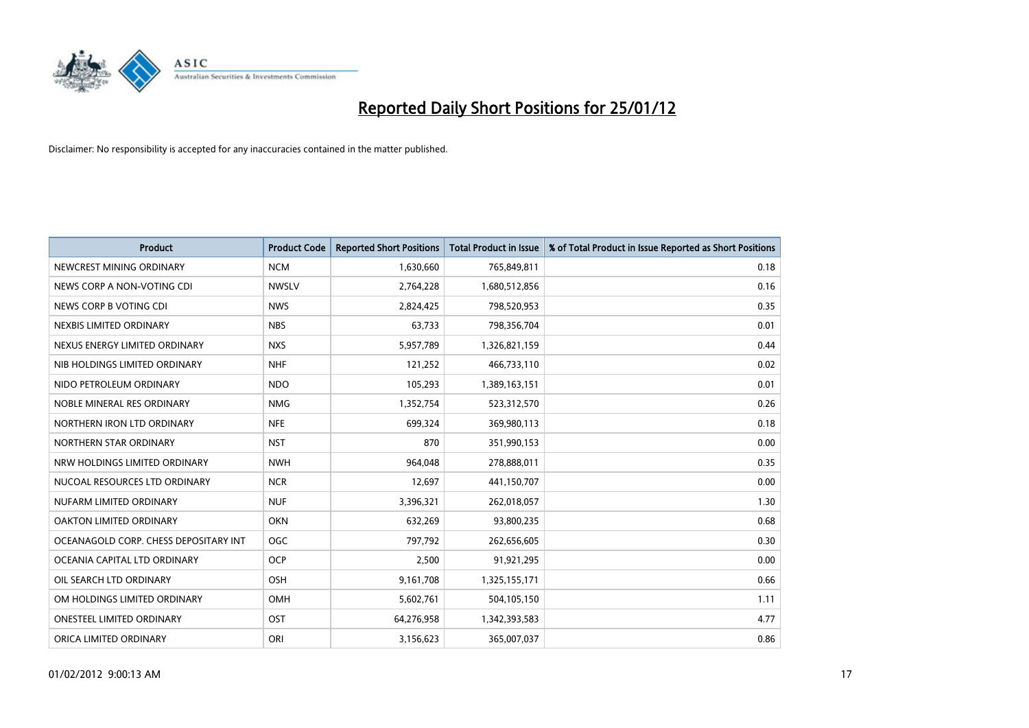# Reported Daily Short Positions for 25/01/12

Disclaimer: No responsibility is accepted for any inaccuracies contained in the matter published.

| Product | Product Code | Reported Short Positions | Total Product in Issue | % of Total Product in Issue Reported as Short Positions |
|---|---|---|---|---|
| NEWCREST MINING ORDINARY | NCM | 1,630,660 | 765,849,811 | 0.18 |
| NEWS CORP A NON-VOTING CDI | NWSLV | 2,764,228 | 1,680,512,856 | 0.16 |
| NEWS CORP B VOTING CDI | NWS | 2,824,425 | 798,520,953 | 0.35 |
| NEXBIS LIMITED ORDINARY | NBS | 63,733 | 798,356,704 | 0.01 |
| NEXUS ENERGY LIMITED ORDINARY | NXS | 5,957,789 | 1,326,821,159 | 0.44 |
| NIB HOLDINGS LIMITED ORDINARY | NHF | 121,252 | 466,733,110 | 0.02 |
| NIDO PETROLEUM ORDINARY | NDO | 105,293 | 1,389,163,151 | 0.01 |
| NOBLE MINERAL RES ORDINARY | NMG | 1,352,754 | 523,312,570 | 0.26 |
| NORTHERN IRON LTD ORDINARY | NFE | 699,324 | 369,980,113 | 0.18 |
| NORTHERN STAR ORDINARY | NST | 870 | 351,990,153 | 0.00 |
| NRW HOLDINGS LIMITED ORDINARY | NWH | 964,048 | 278,888,011 | 0.35 |
| NUCOAL RESOURCES LTD ORDINARY | NCR | 12,697 | 441,150,707 | 0.00 |
| NUFARM LIMITED ORDINARY | NUF | 3,396,321 | 262,018,057 | 1.30 |
| OAKTON LIMITED ORDINARY | OKN | 632,269 | 93,800,235 | 0.68 |
| OCEANAGOLD CORP. CHESS DEPOSITARY INT | OGC | 797,792 | 262,656,605 | 0.30 |
| OCEANIA CAPITAL LTD ORDINARY | OCP | 2,500 | 91,921,295 | 0.00 |
| OIL SEARCH LTD ORDINARY | OSH | 9,161,708 | 1,325,155,171 | 0.66 |
| OM HOLDINGS LIMITED ORDINARY | OMH | 5,602,761 | 504,105,150 | 1.11 |
| ONESTEEL LIMITED ORDINARY | OST | 64,276,958 | 1,342,393,583 | 4.77 |
| ORICA LIMITED ORDINARY | ORI | 3,156,623 | 365,007,037 | 0.86 |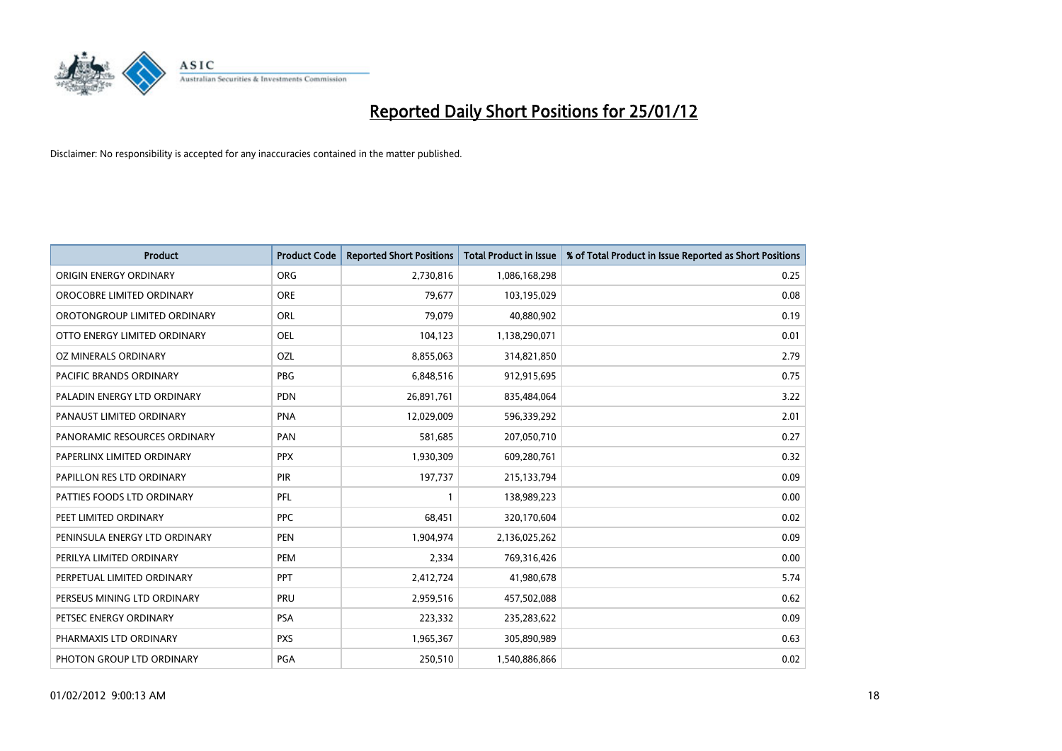# Reported Daily Short Positions for 25/01/12

Disclaimer: No responsibility is accepted for any inaccuracies contained in the matter published.

| Product | Product Code | Reported Short Positions | Total Product in Issue | % of Total Product in Issue Reported as Short Positions |
|---|---|---|---|---|
| ORIGIN ENERGY ORDINARY | ORG | 2,730,816 | 1,086,168,298 | 0.25 |
| OROCOBRE LIMITED ORDINARY | ORE | 79,677 | 103,195,029 | 0.08 |
| OROTONGROUP LIMITED ORDINARY | ORL | 79,079 | 40,880,902 | 0.19 |
| OTTO ENERGY LIMITED ORDINARY | OEL | 104,123 | 1,138,290,071 | 0.01 |
| OZ MINERALS ORDINARY | OZL | 8,855,063 | 314,821,850 | 2.79 |
| PACIFIC BRANDS ORDINARY | PBG | 6,848,516 | 912,915,695 | 0.75 |
| PALADIN ENERGY LTD ORDINARY | PDN | 26,891,761 | 835,484,064 | 3.22 |
| PANAUST LIMITED ORDINARY | PNA | 12,029,009 | 596,339,292 | 2.01 |
| PANORAMIC RESOURCES ORDINARY | PAN | 581,685 | 207,050,710 | 0.27 |
| PAPERLINX LIMITED ORDINARY | PPX | 1,930,309 | 609,280,761 | 0.32 |
| PAPILLON RES LTD ORDINARY | PIR | 197,737 | 215,133,794 | 0.09 |
| PATTIES FOODS LTD ORDINARY | PFL | 1 | 138,989,223 | 0.00 |
| PEET LIMITED ORDINARY | PPC | 68,451 | 320,170,604 | 0.02 |
| PENINSULA ENERGY LTD ORDINARY | PEN | 1,904,974 | 2,136,025,262 | 0.09 |
| PERILYA LIMITED ORDINARY | PEM | 2,334 | 769,316,426 | 0.00 |
| PERPETUAL LIMITED ORDINARY | PPT | 2,412,724 | 41,980,678 | 5.74 |
| PERSEUS MINING LTD ORDINARY | PRU | 2,959,516 | 457,502,088 | 0.62 |
| PETSEC ENERGY ORDINARY | PSA | 223,332 | 235,283,622 | 0.09 |
| PHARMAXIS LTD ORDINARY | PXS | 1,965,367 | 305,890,989 | 0.63 |
| PHOTON GROUP LTD ORDINARY | PGA | 250,510 | 1,540,886,866 | 0.02 |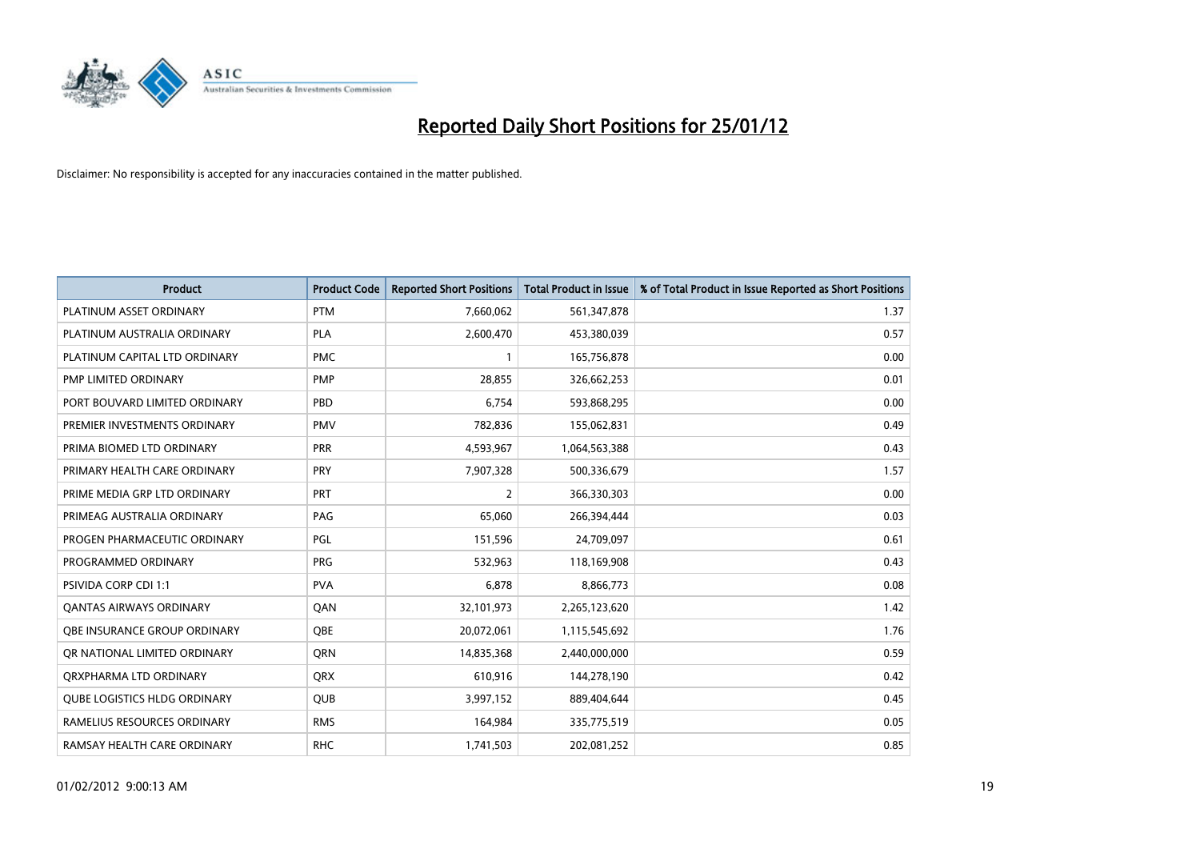# Reported Daily Short Positions for 25/01/12

Disclaimer: No responsibility is accepted for any inaccuracies contained in the matter published.

| Product | Product Code | Reported Short Positions | Total Product in Issue | % of Total Product in Issue Reported as Short Positions |
|---|---|---|---|---|
| PLATINUM ASSET ORDINARY | PTM | 7,660,062 | 561,347,878 | 1.37 |
| PLATINUM AUSTRALIA ORDINARY | PLA | 2,600,470 | 453,380,039 | 0.57 |
| PLATINUM CAPITAL LTD ORDINARY | PMC | 1 | 165,756,878 | 0.00 |
| PMP LIMITED ORDINARY | PMP | 28,855 | 326,662,253 | 0.01 |
| PORT BOUVARD LIMITED ORDINARY | PBD | 6,754 | 593,868,295 | 0.00 |
| PREMIER INVESTMENTS ORDINARY | PMV | 782,836 | 155,062,831 | 0.49 |
| PRIMA BIOMED LTD ORDINARY | PRR | 4,593,967 | 1,064,563,388 | 0.43 |
| PRIMARY HEALTH CARE ORDINARY | PRY | 7,907,328 | 500,336,679 | 1.57 |
| PRIME MEDIA GRP LTD ORDINARY | PRT | 2 | 366,330,303 | 0.00 |
| PRIMEAG AUSTRALIA ORDINARY | PAG | 65,060 | 266,394,444 | 0.03 |
| PROGEN PHARMACEUTIC ORDINARY | PGL | 151,596 | 24,709,097 | 0.61 |
| PROGRAMMED ORDINARY | PRG | 532,963 | 118,169,908 | 0.43 |
| PSIVIDA CORP CDI 1:1 | PVA | 6,878 | 8,866,773 | 0.08 |
| QANTAS AIRWAYS ORDINARY | QAN | 32,101,973 | 2,265,123,620 | 1.42 |
| QBE INSURANCE GROUP ORDINARY | QBE | 20,072,061 | 1,115,545,692 | 1.76 |
| QR NATIONAL LIMITED ORDINARY | QRN | 14,835,368 | 2,440,000,000 | 0.59 |
| QRXPHARMA LTD ORDINARY | QRX | 610,916 | 144,278,190 | 0.42 |
| QUBE LOGISTICS HLDG ORDINARY | QUB | 3,997,152 | 889,404,644 | 0.45 |
| RAMELIUS RESOURCES ORDINARY | RMS | 164,984 | 335,775,519 | 0.05 |
| RAMSAY HEALTH CARE ORDINARY | RHC | 1,741,503 | 202,081,252 | 0.85 |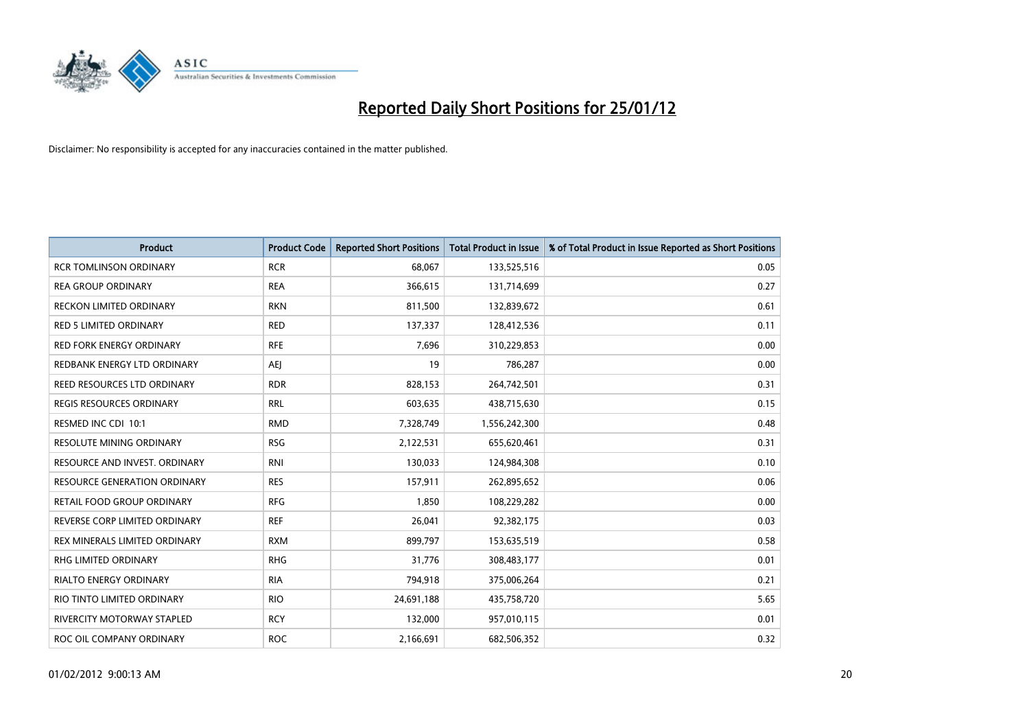# Reported Daily Short Positions for 25/01/12

Disclaimer: No responsibility is accepted for any inaccuracies contained in the matter published.

| Product | Product Code | Reported Short Positions | Total Product in Issue | % of Total Product in Issue Reported as Short Positions |
|---|---|---|---|---|
| RCR TOMLINSON ORDINARY | RCR | 68,067 | 133,525,516 | 0.05 |
| REA GROUP ORDINARY | REA | 366,615 | 131,714,699 | 0.27 |
| RECKON LIMITED ORDINARY | RKN | 811,500 | 132,839,672 | 0.61 |
| RED 5 LIMITED ORDINARY | RED | 137,337 | 128,412,536 | 0.11 |
| RED FORK ENERGY ORDINARY | RFE | 7,696 | 310,229,853 | 0.00 |
| REDBANK ENERGY LTD ORDINARY | AEJ | 19 | 786,287 | 0.00 |
| REED RESOURCES LTD ORDINARY | RDR | 828,153 | 264,742,501 | 0.31 |
| REGIS RESOURCES ORDINARY | RRL | 603,635 | 438,715,630 | 0.15 |
| RESMED INC CDI 10:1 | RMD | 7,328,749 | 1,556,242,300 | 0.48 |
| RESOLUTE MINING ORDINARY | RSG | 2,122,531 | 655,620,461 | 0.31 |
| RESOURCE AND INVEST. ORDINARY | RNI | 130,033 | 124,984,308 | 0.10 |
| RESOURCE GENERATION ORDINARY | RES | 157,911 | 262,895,652 | 0.06 |
| RETAIL FOOD GROUP ORDINARY | RFG | 1,850 | 108,229,282 | 0.00 |
| REVERSE CORP LIMITED ORDINARY | REF | 26,041 | 92,382,175 | 0.03 |
| REX MINERALS LIMITED ORDINARY | RXM | 899,797 | 153,635,519 | 0.58 |
| RHG LIMITED ORDINARY | RHG | 31,776 | 308,483,177 | 0.01 |
| RIALTO ENERGY ORDINARY | RIA | 794,918 | 375,006,264 | 0.21 |
| RIO TINTO LIMITED ORDINARY | RIO | 24,691,188 | 435,758,720 | 5.65 |
| RIVERCITY MOTORWAY STAPLED | RCY | 132,000 | 957,010,115 | 0.01 |
| ROC OIL COMPANY ORDINARY | ROC | 2,166,691 | 682,506,352 | 0.32 |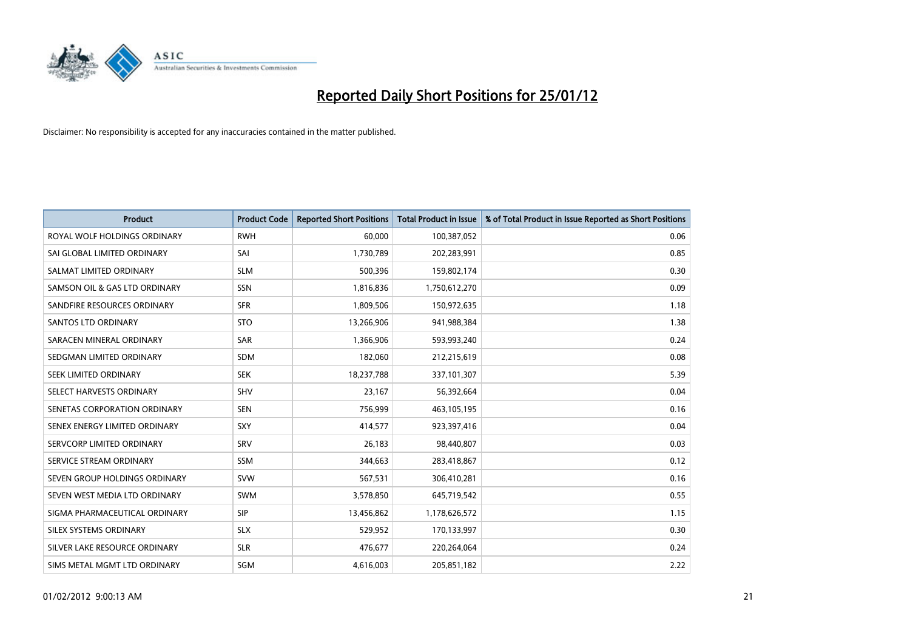# Reported Daily Short Positions for 25/01/12

Disclaimer: No responsibility is accepted for any inaccuracies contained in the matter published.

| Product | Product Code | Reported Short Positions | Total Product in Issue | % of Total Product in Issue Reported as Short Positions |
|---|---|---|---|---|
| ROYAL WOLF HOLDINGS ORDINARY | RWH | 60,000 | 100,387,052 | 0.06 |
| SAI GLOBAL LIMITED ORDINARY | SAI | 1,730,789 | 202,283,991 | 0.85 |
| SALMAT LIMITED ORDINARY | SLM | 500,396 | 159,802,174 | 0.30 |
| SAMSON OIL & GAS LTD ORDINARY | SSN | 1,816,836 | 1,750,612,270 | 0.09 |
| SANDFIRE RESOURCES ORDINARY | SFR | 1,809,506 | 150,972,635 | 1.18 |
| SANTOS LTD ORDINARY | STO | 13,266,906 | 941,988,384 | 1.38 |
| SARACEN MINERAL ORDINARY | SAR | 1,366,906 | 593,993,240 | 0.24 |
| SEDGMAN LIMITED ORDINARY | SDM | 182,060 | 212,215,619 | 0.08 |
| SEEK LIMITED ORDINARY | SEK | 18,237,788 | 337,101,307 | 5.39 |
| SELECT HARVESTS ORDINARY | SHV | 23,167 | 56,392,664 | 0.04 |
| SENETAS CORPORATION ORDINARY | SEN | 756,999 | 463,105,195 | 0.16 |
| SENEX ENERGY LIMITED ORDINARY | SXY | 414,577 | 923,397,416 | 0.04 |
| SERVCORP LIMITED ORDINARY | SRV | 26,183 | 98,440,807 | 0.03 |
| SERVICE STREAM ORDINARY | SSM | 344,663 | 283,418,867 | 0.12 |
| SEVEN GROUP HOLDINGS ORDINARY | SVW | 567,531 | 306,410,281 | 0.16 |
| SEVEN WEST MEDIA LTD ORDINARY | SWM | 3,578,850 | 645,719,542 | 0.55 |
| SIGMA PHARMACEUTICAL ORDINARY | SIP | 13,456,862 | 1,178,626,572 | 1.15 |
| SILEX SYSTEMS ORDINARY | SLX | 529,952 | 170,133,997 | 0.30 |
| SILVER LAKE RESOURCE ORDINARY | SLR | 476,677 | 220,264,064 | 0.24 |
| SIMS METAL MGMT LTD ORDINARY | SGM | 4,616,003 | 205,851,182 | 2.22 |

01/02/2012 9:00:13 AM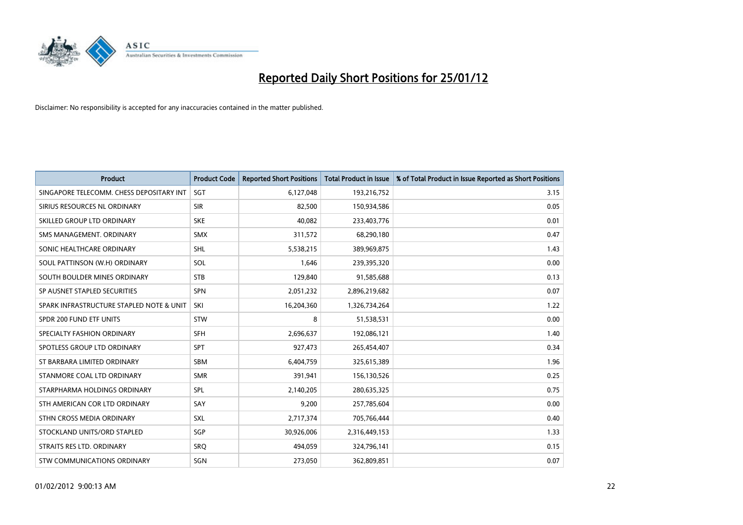# Reported Daily Short Positions for 25/01/12

Disclaimer: No responsibility is accepted for any inaccuracies contained in the matter published.

| Product | Product Code | Reported Short Positions | Total Product in Issue | % of Total Product in Issue Reported as Short Positions |
|---|---|---|---|---|
| SINGAPORE TELECOMM. CHESS DEPOSITARY INT | SGT | 6,127,048 | 193,216,752 | 3.15 |
| SIRIUS RESOURCES NL ORDINARY | SIR | 82,500 | 150,934,586 | 0.05 |
| SKILLED GROUP LTD ORDINARY | SKE | 40,082 | 233,403,776 | 0.01 |
| SMS MANAGEMENT. ORDINARY | SMX | 311,572 | 68,290,180 | 0.47 |
| SONIC HEALTHCARE ORDINARY | SHL | 5,538,215 | 389,969,875 | 1.43 |
| SOUL PATTINSON (W.H) ORDINARY | SOL | 1,646 | 239,395,320 | 0.00 |
| SOUTH BOULDER MINES ORDINARY | STB | 129,840 | 91,585,688 | 0.13 |
| SP AUSNET STAPLED SECURITIES | SPN | 2,051,232 | 2,896,219,682 | 0.07 |
| SPARK INFRASTRUCTURE STAPLED NOTE & UNIT | SKI | 16,204,360 | 1,326,734,264 | 1.22 |
| SPDR 200 FUND ETF UNITS | STW | 8 | 51,538,531 | 0.00 |
| SPECIALTY FASHION ORDINARY | SFH | 2,696,637 | 192,086,121 | 1.40 |
| SPOTLESS GROUP LTD ORDINARY | SPT | 927,473 | 265,454,407 | 0.34 |
| ST BARBARA LIMITED ORDINARY | SBM | 6,404,759 | 325,615,389 | 1.96 |
| STANMORE COAL LTD ORDINARY | SMR | 391,941 | 156,130,526 | 0.25 |
| STARPHARMA HOLDINGS ORDINARY | SPL | 2,140,205 | 280,635,325 | 0.75 |
| STH AMERICAN COR LTD ORDINARY | SAY | 9,200 | 257,785,604 | 0.00 |
| STHN CROSS MEDIA ORDINARY | SXL | 2,717,374 | 705,766,444 | 0.40 |
| STOCKLAND UNITS/ORD STAPLED | SGP | 30,926,006 | 2,316,449,153 | 1.33 |
| STRAITS RES LTD. ORDINARY | SRQ | 494,059 | 324,796,141 | 0.15 |
| STW COMMUNICATIONS ORDINARY | SGN | 273,050 | 362,809,851 | 0.07 |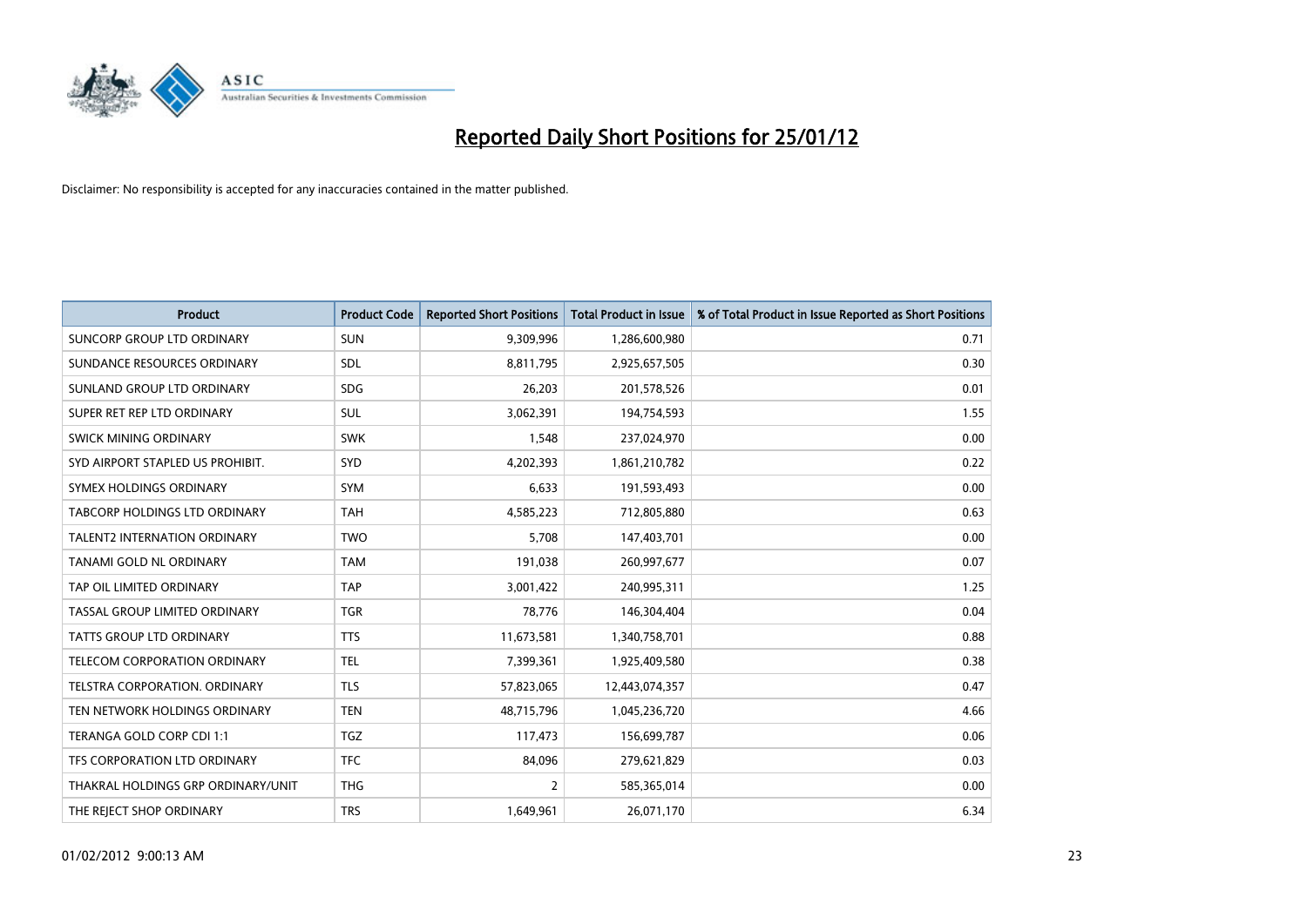# Reported Daily Short Positions for 25/01/12

Disclaimer: No responsibility is accepted for any inaccuracies contained in the matter published.

| Product | Product Code | Reported Short Positions | Total Product in Issue | % of Total Product in Issue Reported as Short Positions |
|---|---|---|---|---|
| SUNCORP GROUP LTD ORDINARY | SUN | 9,309,996 | 1,286,600,980 | 0.71 |
| SUNDANCE RESOURCES ORDINARY | SDL | 8,811,795 | 2,925,657,505 | 0.30 |
| SUNLAND GROUP LTD ORDINARY | SDG | 26,203 | 201,578,526 | 0.01 |
| SUPER RET REP LTD ORDINARY | SUL | 3,062,391 | 194,754,593 | 1.55 |
| SWICK MINING ORDINARY | SWK | 1,548 | 237,024,970 | 0.00 |
| SYD AIRPORT STAPLED US PROHIBIT. | SYD | 4,202,393 | 1,861,210,782 | 0.22 |
| SYMEX HOLDINGS ORDINARY | SYM | 6,633 | 191,593,493 | 0.00 |
| TABCORP HOLDINGS LTD ORDINARY | TAH | 4,585,223 | 712,805,880 | 0.63 |
| TALENT2 INTERNATION ORDINARY | TWO | 5,708 | 147,403,701 | 0.00 |
| TANAMI GOLD NL ORDINARY | TAM | 191,038 | 260,997,677 | 0.07 |
| TAP OIL LIMITED ORDINARY | TAP | 3,001,422 | 240,995,311 | 1.25 |
| TASSAL GROUP LIMITED ORDINARY | TGR | 78,776 | 146,304,404 | 0.04 |
| TATTS GROUP LTD ORDINARY | TTS | 11,673,581 | 1,340,758,701 | 0.88 |
| TELECOM CORPORATION ORDINARY | TEL | 7,399,361 | 1,925,409,580 | 0.38 |
| TELSTRA CORPORATION. ORDINARY | TLS | 57,823,065 | 12,443,074,357 | 0.47 |
| TEN NETWORK HOLDINGS ORDINARY | TEN | 48,715,796 | 1,045,236,720 | 4.66 |
| TERANGA GOLD CORP CDI 1:1 | TGZ | 117,473 | 156,699,787 | 0.06 |
| TFS CORPORATION LTD ORDINARY | TFC | 84,096 | 279,621,829 | 0.03 |
| THAKRAL HOLDINGS GRP ORDINARY/UNIT | THG | 2 | 585,365,014 | 0.00 |
| THE REJECT SHOP ORDINARY | TRS | 1,649,961 | 26,071,170 | 6.34 |

01/02/2012 9:00:13 AM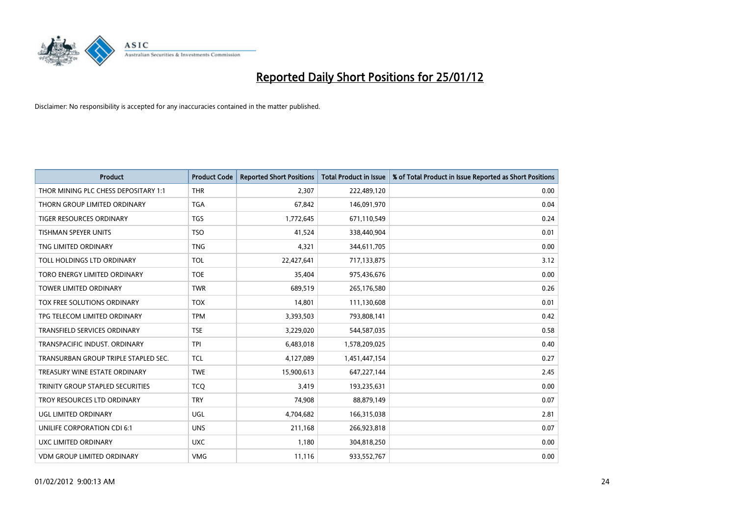# Reported Daily Short Positions for 25/01/12

Disclaimer: No responsibility is accepted for any inaccuracies contained in the matter published.

| Product | Product Code | Reported Short Positions | Total Product in Issue | % of Total Product in Issue Reported as Short Positions |
|---|---|---|---|---|
| THOR MINING PLC CHESS DEPOSITARY 1:1 | THR | 2,307 | 222,489,120 | 0.00 |
| THORN GROUP LIMITED ORDINARY | TGA | 67,842 | 146,091,970 | 0.04 |
| TIGER RESOURCES ORDINARY | TGS | 1,772,645 | 671,110,549 | 0.24 |
| TISHMAN SPEYER UNITS | TSO | 41,524 | 338,440,904 | 0.01 |
| TNG LIMITED ORDINARY | TNG | 4,321 | 344,611,705 | 0.00 |
| TOLL HOLDINGS LTD ORDINARY | TOL | 22,427,641 | 717,133,875 | 3.12 |
| TORO ENERGY LIMITED ORDINARY | TOE | 35,404 | 975,436,676 | 0.00 |
| TOWER LIMITED ORDINARY | TWR | 689,519 | 265,176,580 | 0.26 |
| TOX FREE SOLUTIONS ORDINARY | TOX | 14,801 | 111,130,608 | 0.01 |
| TPG TELECOM LIMITED ORDINARY | TPM | 3,393,503 | 793,808,141 | 0.42 |
| TRANSFIELD SERVICES ORDINARY | TSE | 3,229,020 | 544,587,035 | 0.58 |
| TRANSPACIFIC INDUST. ORDINARY | TPI | 6,483,018 | 1,578,209,025 | 0.40 |
| TRANSURBAN GROUP TRIPLE STAPLED SEC. | TCL | 4,127,089 | 1,451,447,154 | 0.27 |
| TREASURY WINE ESTATE ORDINARY | TWE | 15,900,613 | 647,227,144 | 2.45 |
| TRINITY GROUP STAPLED SECURITIES | TCQ | 3,419 | 193,235,631 | 0.00 |
| TROY RESOURCES LTD ORDINARY | TRY | 74,908 | 88,879,149 | 0.07 |
| UGL LIMITED ORDINARY | UGL | 4,704,682 | 166,315,038 | 2.81 |
| UNILIFE CORPORATION CDI 6:1 | UNS | 211,168 | 266,923,818 | 0.07 |
| UXC LIMITED ORDINARY | UXC | 1,180 | 304,818,250 | 0.00 |
| VDM GROUP LIMITED ORDINARY | VMG | 11,116 | 933,552,767 | 0.00 |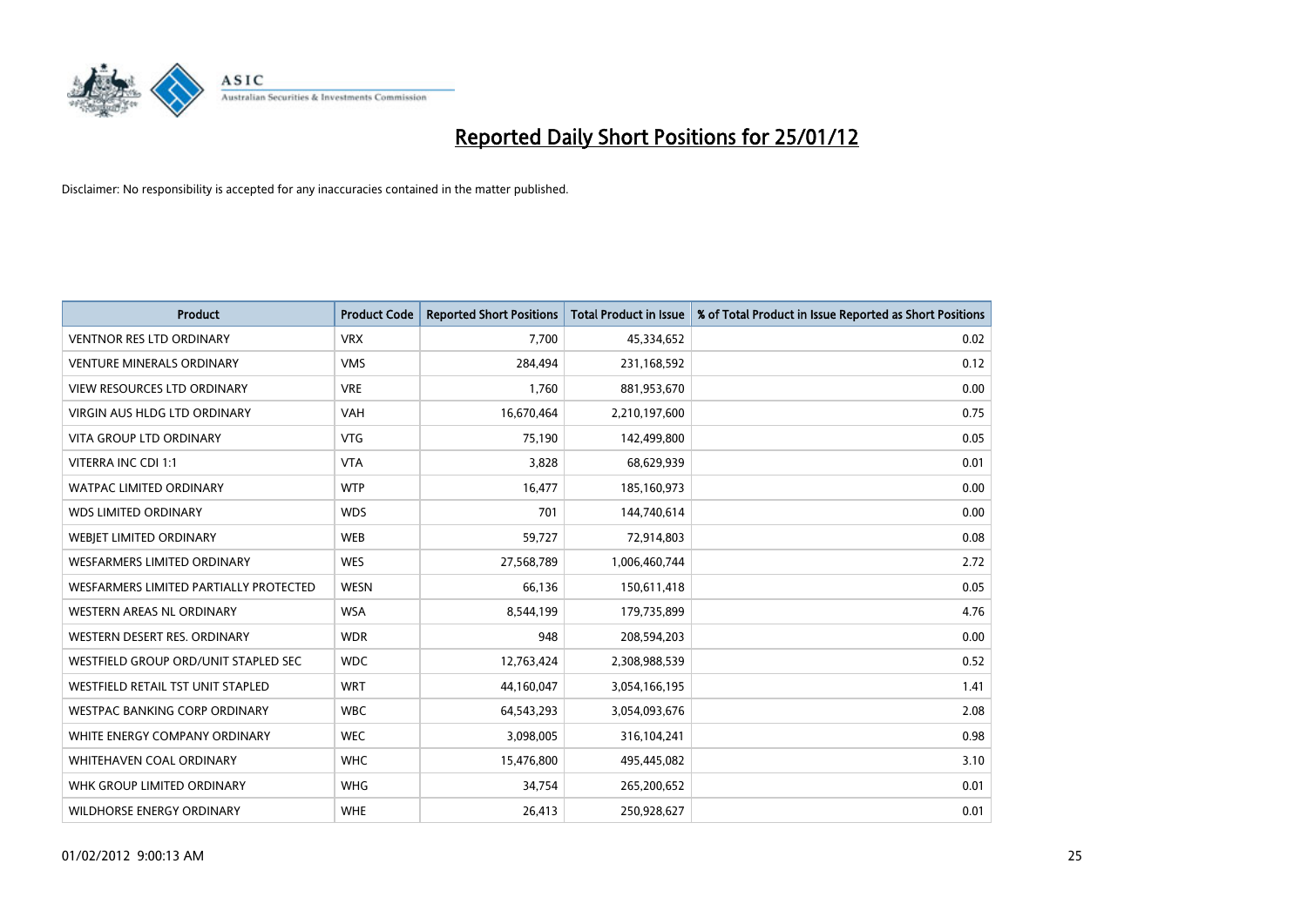# Reported Daily Short Positions for 25/01/12

Disclaimer: No responsibility is accepted for any inaccuracies contained in the matter published.

| Product | Product Code | Reported Short Positions | Total Product in Issue | % of Total Product in Issue Reported as Short Positions |
|---|---|---|---|---|
| VENTNOR RES LTD ORDINARY | VRX | 7,700 | 45,334,652 | 0.02 |
| VENTURE MINERALS ORDINARY | VMS | 284,494 | 231,168,592 | 0.12 |
| VIEW RESOURCES LTD ORDINARY | VRE | 1,760 | 881,953,670 | 0.00 |
| VIRGIN AUS HLDG LTD ORDINARY | VAH | 16,670,464 | 2,210,197,600 | 0.75 |
| VITA GROUP LTD ORDINARY | VTG | 75,190 | 142,499,800 | 0.05 |
| VITERRA INC CDI 1:1 | VTA | 3,828 | 68,629,939 | 0.01 |
| WATPAC LIMITED ORDINARY | WTP | 16,477 | 185,160,973 | 0.00 |
| WDS LIMITED ORDINARY | WDS | 701 | 144,740,614 | 0.00 |
| WEBJET LIMITED ORDINARY | WEB | 59,727 | 72,914,803 | 0.08 |
| WESFARMERS LIMITED ORDINARY | WES | 27,568,789 | 1,006,460,744 | 2.72 |
| WESFARMERS LIMITED PARTIALLY PROTECTED | WESN | 66,136 | 150,611,418 | 0.05 |
| WESTERN AREAS NL ORDINARY | WSA | 8,544,199 | 179,735,899 | 4.76 |
| WESTERN DESERT RES. ORDINARY | WDR | 948 | 208,594,203 | 0.00 |
| WESTFIELD GROUP ORD/UNIT STAPLED SEC | WDC | 12,763,424 | 2,308,988,539 | 0.52 |
| WESTFIELD RETAIL TST UNIT STAPLED | WRT | 44,160,047 | 3,054,166,195 | 1.41 |
| WESTPAC BANKING CORP ORDINARY | WBC | 64,543,293 | 3,054,093,676 | 2.08 |
| WHITE ENERGY COMPANY ORDINARY | WEC | 3,098,005 | 316,104,241 | 0.98 |
| WHITEHAVEN COAL ORDINARY | WHC | 15,476,800 | 495,445,082 | 3.10 |
| WHK GROUP LIMITED ORDINARY | WHG | 34,754 | 265,200,652 | 0.01 |
| WILDHORSE ENERGY ORDINARY | WHE | 26,413 | 250,928,627 | 0.01 |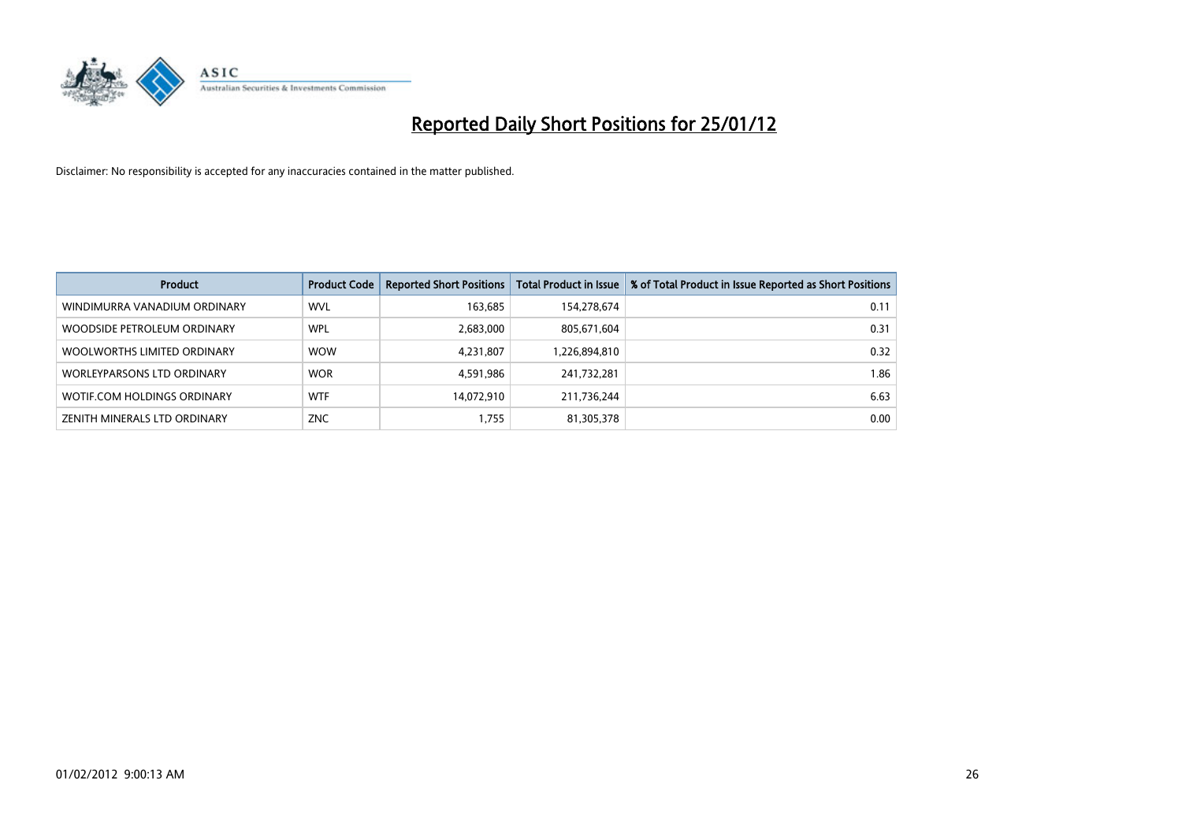# Reported Daily Short Positions for 25/01/12

Disclaimer: No responsibility is accepted for any inaccuracies contained in the matter published.

| Product | Product Code | Reported Short Positions | Total Product in Issue | % of Total Product in Issue Reported as Short Positions |
|---|---|---|---|---|
| WINDIMURRA VANADIUM ORDINARY | WVL | 163,685 | 154,278,674 | 0.11 |
| WOODSIDE PETROLEUM ORDINARY | WPL | 2,683,000 | 805,671,604 | 0.31 |
| WOOLWORTHS LIMITED ORDINARY | WOW | 4,231,807 | 1,226,894,810 | 0.32 |
| WORLEYPARSONS LTD ORDINARY | WOR | 4,591,986 | 241,732,281 | 1.86 |
| WOTIF.COM HOLDINGS ORDINARY | WTF | 14,072,910 | 211,736,244 | 6.63 |
| ZENITH MINERALS LTD ORDINARY | ZNC | 1,755 | 81,305,378 | 0.00 |

01/02/2012 9:00:13 AM